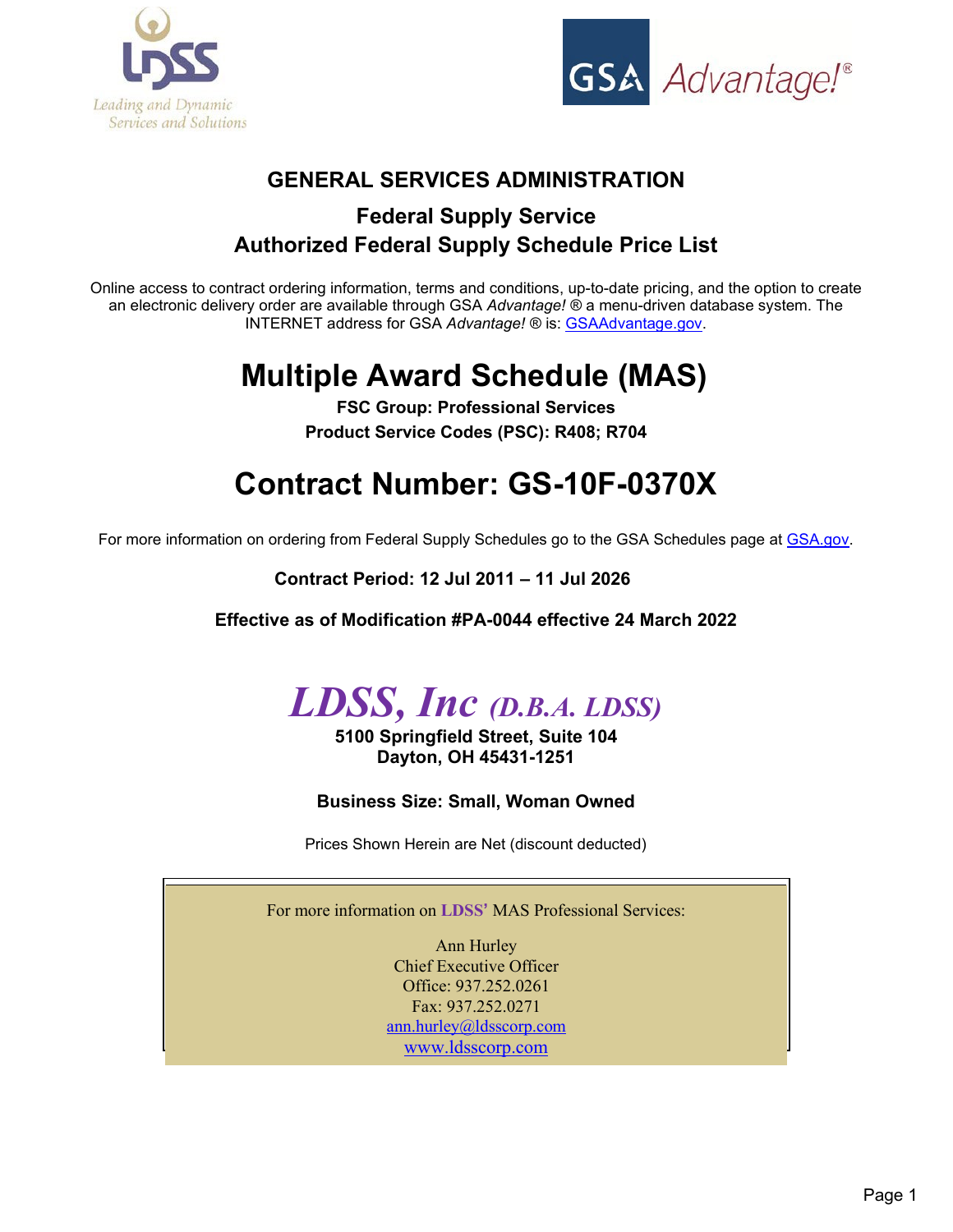LDSS
Leading and Dynamic Services and Solutions

GSA Advantage!®

# GENERAL SERVICES ADMINISTRATION

## Federal Supply Service
## Authorized Federal Supply Schedule Price List

Online access to contract ordering information, terms and conditions, up-to-date pricing, and the option to create an electronic delivery order are available through GSA *Advantage!* ® a menu-driven database system. The INTERNET address for GSA *Advantage!* ® is: GSAAdvantage.gov.

# Multiple Award Schedule (MAS)

**FSC Group: Professional Services**

**Product Service Codes (PSC): R408; R704**

# Contract Number: GS-10F-0370X

For more information on ordering from Federal Supply Schedules go to the GSA Schedules page at GSA.gov.

**Contract Period: 12 Jul 2011 – 11 Jul 2026**

**Effective as of Modification #PA-0044 effective 24 March 2022**

## *LDSS, Inc (D.B.A. LDSS)*

**5100 Springfield Street, Suite 104**
**Dayton, OH 45431-1251**

**Business Size: Small, Woman Owned**

Prices Shown Herein are Net (discount deducted)

For more information on **LDSS'** MAS Professional Services:

Ann Hurley
Chief Executive Officer
Office: 937.252.0261
Fax: 937.252.0271
ann.hurley@ldsscorp.com
www.ldsscorp.com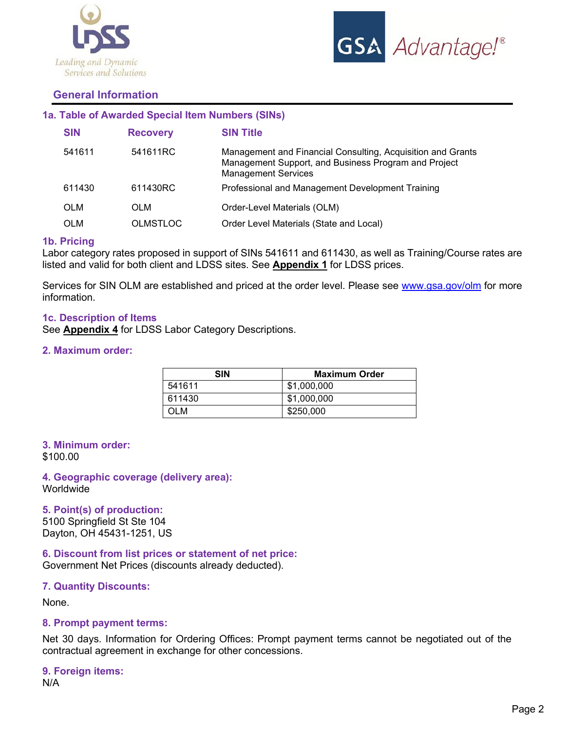## General Information

### 1a. Table of Awarded Special Item Numbers (SINs)

| SIN | Recovery | SIN Title |
|---|---|---|
| 541611 | 541611RC | Management and Financial Consulting, Acquisition and Grants Management Support, and Business Program and Project Management Services |
| 611430 | 611430RC | Professional and Management Development Training |
| OLM | OLM | Order-Level Materials (OLM) |
| OLM | OLMSTLOC | Order Level Materials (State and Local) |

### 1b. Pricing

Labor category rates proposed in support of SINs 541611 and 611430, as well as Training/Course rates are listed and valid for both client and LDSS sites. See **Appendix 1** for LDSS prices.

Services for SIN OLM are established and priced at the order level. Please see www.gsa.gov/olm for more information.

### 1c. Description of Items

See **Appendix 4** for LDSS Labor Category Descriptions.

### 2. Maximum order:

| SIN | Maximum Order |
|---|---|
| 541611 | $1,000,000 |
| 611430 | $1,000,000 |
| OLM | $250,000 |

### 3. Minimum order:

$100.00

### 4. Geographic coverage (delivery area):

Worldwide

### 5. Point(s) of production:

5100 Springfield St Ste 104
Dayton, OH 45431-1251, US

### 6. Discount from list prices or statement of net price:

Government Net Prices (discounts already deducted).

### 7. Quantity Discounts:

None.

### 8. Prompt payment terms:

Net 30 days. Information for Ordering Offices: Prompt payment terms cannot be negotiated out of the contractual agreement in exchange for other concessions.

### 9. Foreign items:

N/A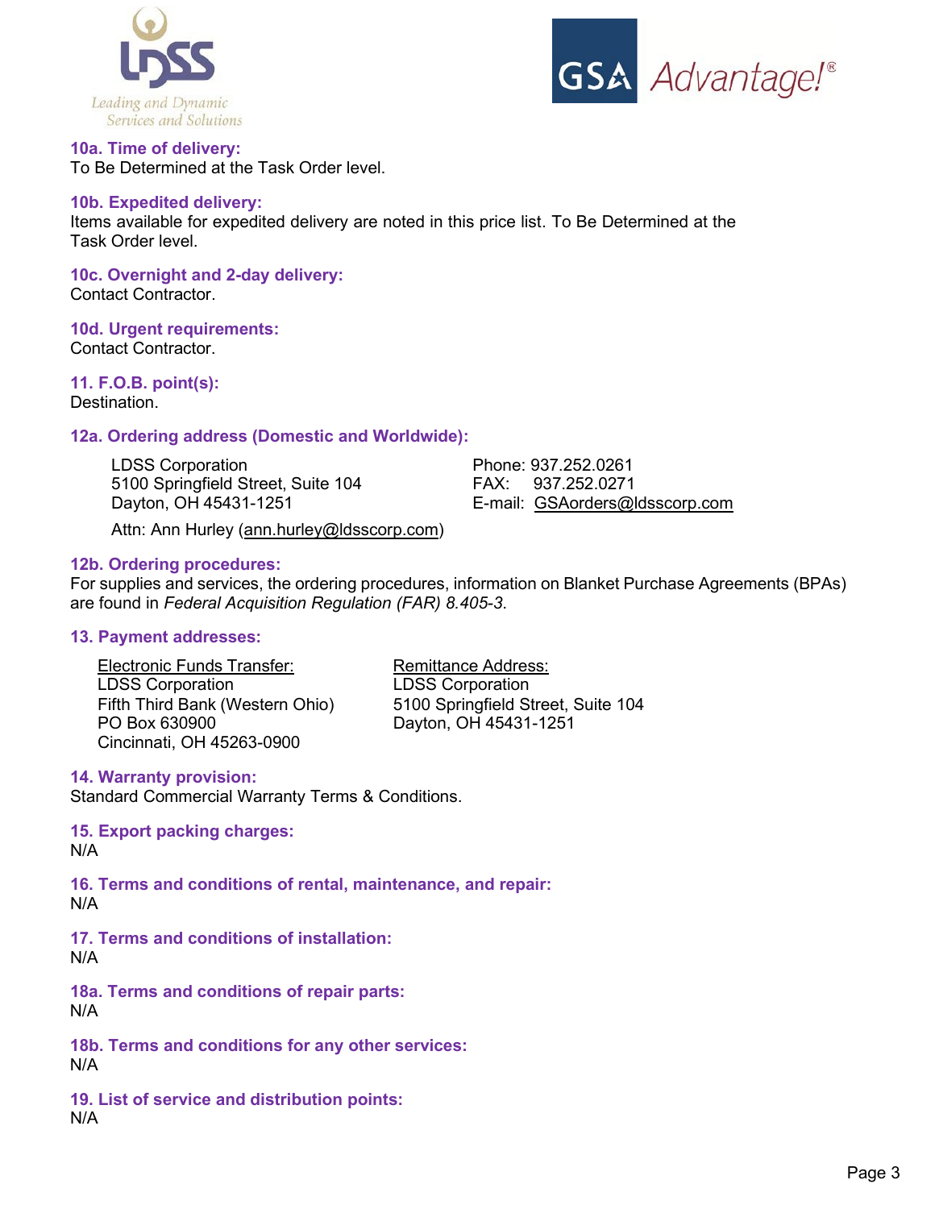## 10a. Time of delivery:

To Be Determined at the Task Order level.

## 10b. Expedited delivery:

Items available for expedited delivery are noted in this price list. To Be Determined at the Task Order level.

## 10c. Overnight and 2-day delivery:

Contact Contractor.

## 10d. Urgent requirements:

Contact Contractor.

## 11. F.O.B. point(s):

Destination.

## 12a. Ordering address (Domestic and Worldwide):

LDSS Corporation
5100 Springfield Street, Suite 104
Dayton, OH 45431-1251

Phone: 937.252.0261
FAX: 937.252.0271
E-mail: GSAorders@ldsscorp.com

Attn: Ann Hurley (ann.hurley@ldsscorp.com)

## 12b. Ordering procedures:

For supplies and services, the ordering procedures, information on Blanket Purchase Agreements (BPAs) are found in *Federal Acquisition Regulation (FAR) 8.405-3*.

## 13. Payment addresses:

Electronic Funds Transfer:
LDSS Corporation
Fifth Third Bank (Western Ohio)
PO Box 630900
Cincinnati, OH 45263-0900

Remittance Address:
LDSS Corporation
5100 Springfield Street, Suite 104
Dayton, OH 45431-1251

## 14. Warranty provision:

Standard Commercial Warranty Terms & Conditions.

## 15. Export packing charges:

N/A

## 16. Terms and conditions of rental, maintenance, and repair:

N/A

## 17. Terms and conditions of installation:

N/A

## 18a. Terms and conditions of repair parts:

N/A

## 18b. Terms and conditions for any other services:

N/A

## 19. List of service and distribution points:

N/A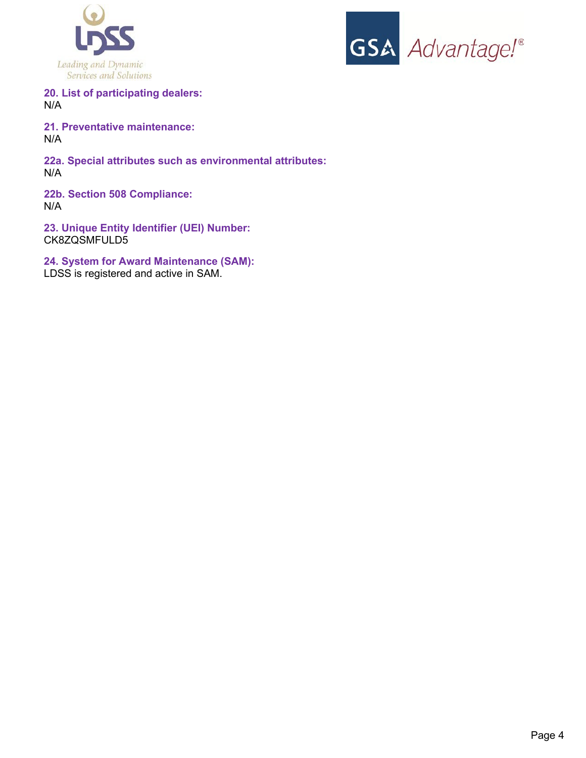**20. List of participating dealers:**
N/A

**21. Preventative maintenance:**
N/A

**22a. Special attributes such as environmental attributes:**
N/A

**22b. Section 508 Compliance:**
N/A

**23. Unique Entity Identifier (UEI) Number:**
CK8ZQSMFULD5

**24. System for Award Maintenance (SAM):**
LDSS is registered and active in SAM.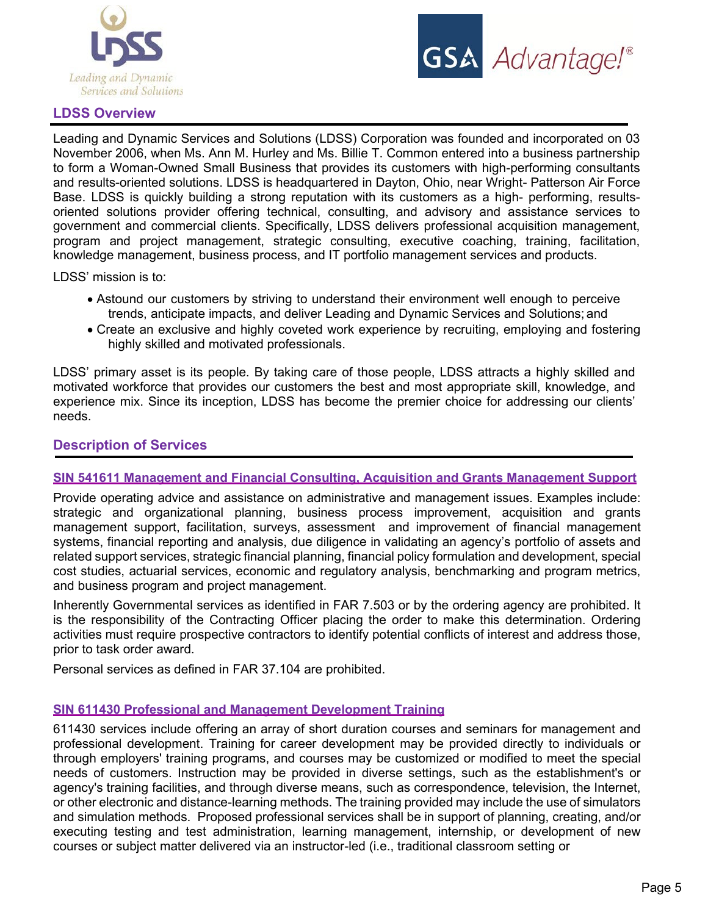## LDSS Overview

Leading and Dynamic Services and Solutions (LDSS) Corporation was founded and incorporated on 03 November 2006, when Ms. Ann M. Hurley and Ms. Billie T. Common entered into a business partnership to form a Woman-Owned Small Business that provides its customers with high-performing consultants and results-oriented solutions. LDSS is headquartered in Dayton, Ohio, near Wright- Patterson Air Force Base. LDSS is quickly building a strong reputation with its customers as a high- performing, results-oriented solutions provider offering technical, consulting, and advisory and assistance services to government and commercial clients. Specifically, LDSS delivers professional acquisition management, program and project management, strategic consulting, executive coaching, training, facilitation, knowledge management, business process, and IT portfolio management services and products.

LDSS' mission is to:

- Astound our customers by striving to understand their environment well enough to perceive trends, anticipate impacts, and deliver Leading and Dynamic Services and Solutions; and
- Create an exclusive and highly coveted work experience by recruiting, employing and fostering highly skilled and motivated professionals.

LDSS' primary asset is its people. By taking care of those people, LDSS attracts a highly skilled and motivated workforce that provides our customers the best and most appropriate skill, knowledge, and experience mix. Since its inception, LDSS has become the premier choice for addressing our clients' needs.

## Description of Services

### SIN 541611 Management and Financial Consulting, Acquisition and Grants Management Support

Provide operating advice and assistance on administrative and management issues. Examples include: strategic and organizational planning, business process improvement, acquisition and grants management support, facilitation, surveys, assessment and improvement of financial management systems, financial reporting and analysis, due diligence in validating an agency's portfolio of assets and related support services, strategic financial planning, financial policy formulation and development, special cost studies, actuarial services, economic and regulatory analysis, benchmarking and program metrics, and business program and project management.

Inherently Governmental services as identified in FAR 7.503 or by the ordering agency are prohibited. It is the responsibility of the Contracting Officer placing the order to make this determination. Ordering activities must require prospective contractors to identify potential conflicts of interest and address those, prior to task order award.

Personal services as defined in FAR 37.104 are prohibited.

### SIN 611430 Professional and Management Development Training

611430 services include offering an array of short duration courses and seminars for management and professional development. Training for career development may be provided directly to individuals or through employers' training programs, and courses may be customized or modified to meet the special needs of customers. Instruction may be provided in diverse settings, such as the establishment's or agency's training facilities, and through diverse means, such as correspondence, television, the Internet, or other electronic and distance-learning methods. The training provided may include the use of simulators and simulation methods. Proposed professional services shall be in support of planning, creating, and/or executing testing and test administration, learning management, internship, or development of new courses or subject matter delivered via an instructor-led (i.e., traditional classroom setting or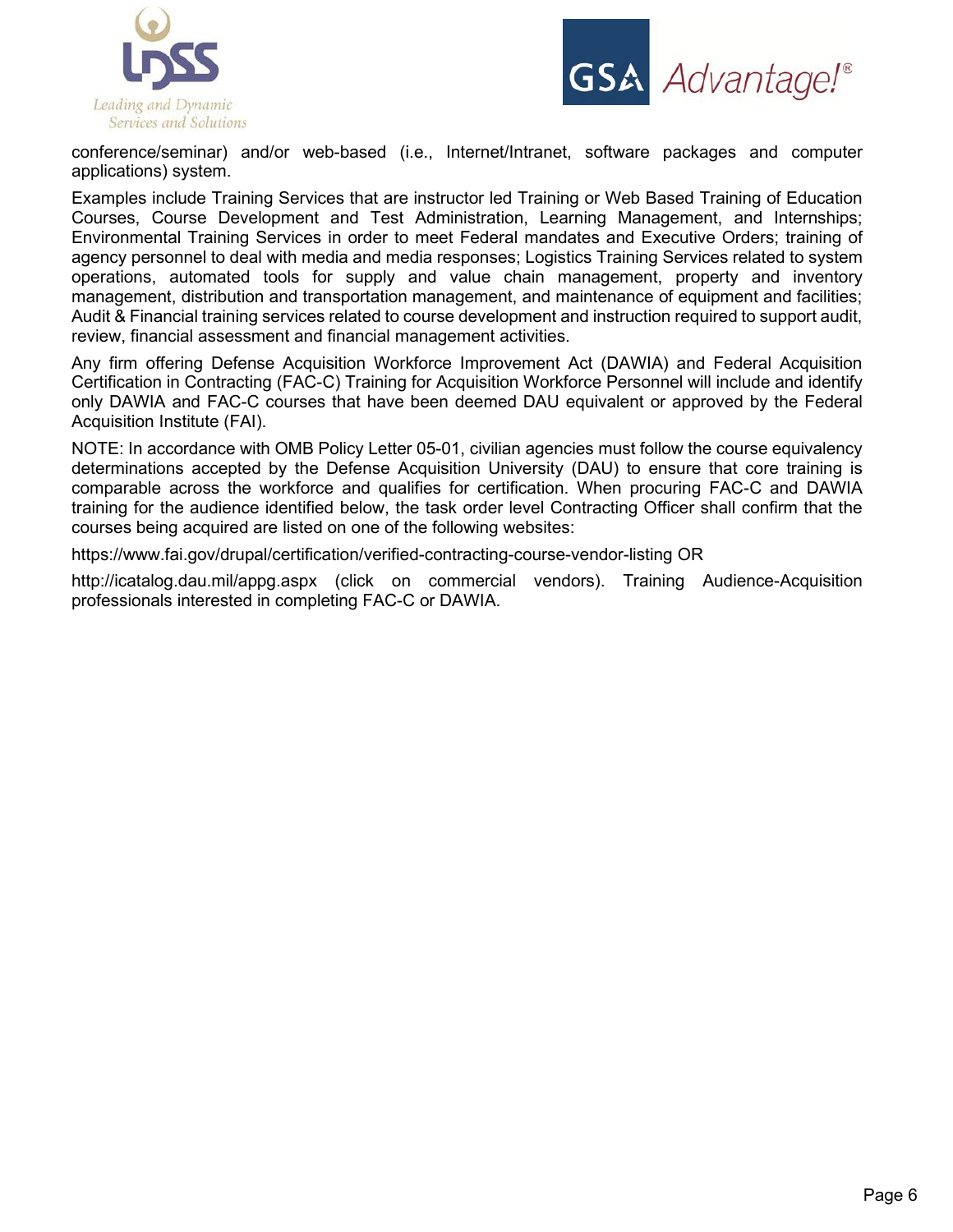conference/seminar) and/or web-based (i.e., Internet/Intranet, software packages and computer applications) system.

Examples include Training Services that are instructor led Training or Web Based Training of Education Courses, Course Development and Test Administration, Learning Management, and Internships; Environmental Training Services in order to meet Federal mandates and Executive Orders; training of agency personnel to deal with media and media responses; Logistics Training Services related to system operations, automated tools for supply and value chain management, property and inventory management, distribution and transportation management, and maintenance of equipment and facilities; Audit & Financial training services related to course development and instruction required to support audit, review, financial assessment and financial management activities.

Any firm offering Defense Acquisition Workforce Improvement Act (DAWIA) and Federal Acquisition Certification in Contracting (FAC-C) Training for Acquisition Workforce Personnel will include and identify only DAWIA and FAC-C courses that have been deemed DAU equivalent or approved by the Federal Acquisition Institute (FAI).

NOTE: In accordance with OMB Policy Letter 05-01, civilian agencies must follow the course equivalency determinations accepted by the Defense Acquisition University (DAU) to ensure that core training is comparable across the workforce and qualifies for certification. When procuring FAC-C and DAWIA training for the audience identified below, the task order level Contracting Officer shall confirm that the courses being acquired are listed on one of the following websites:

https://www.fai.gov/drupal/certification/verified-contracting-course-vendor-listing OR

http://icatalog.dau.mil/appg.aspx (click on commercial vendors). Training Audience-Acquisition professionals interested in completing FAC-C or DAWIA.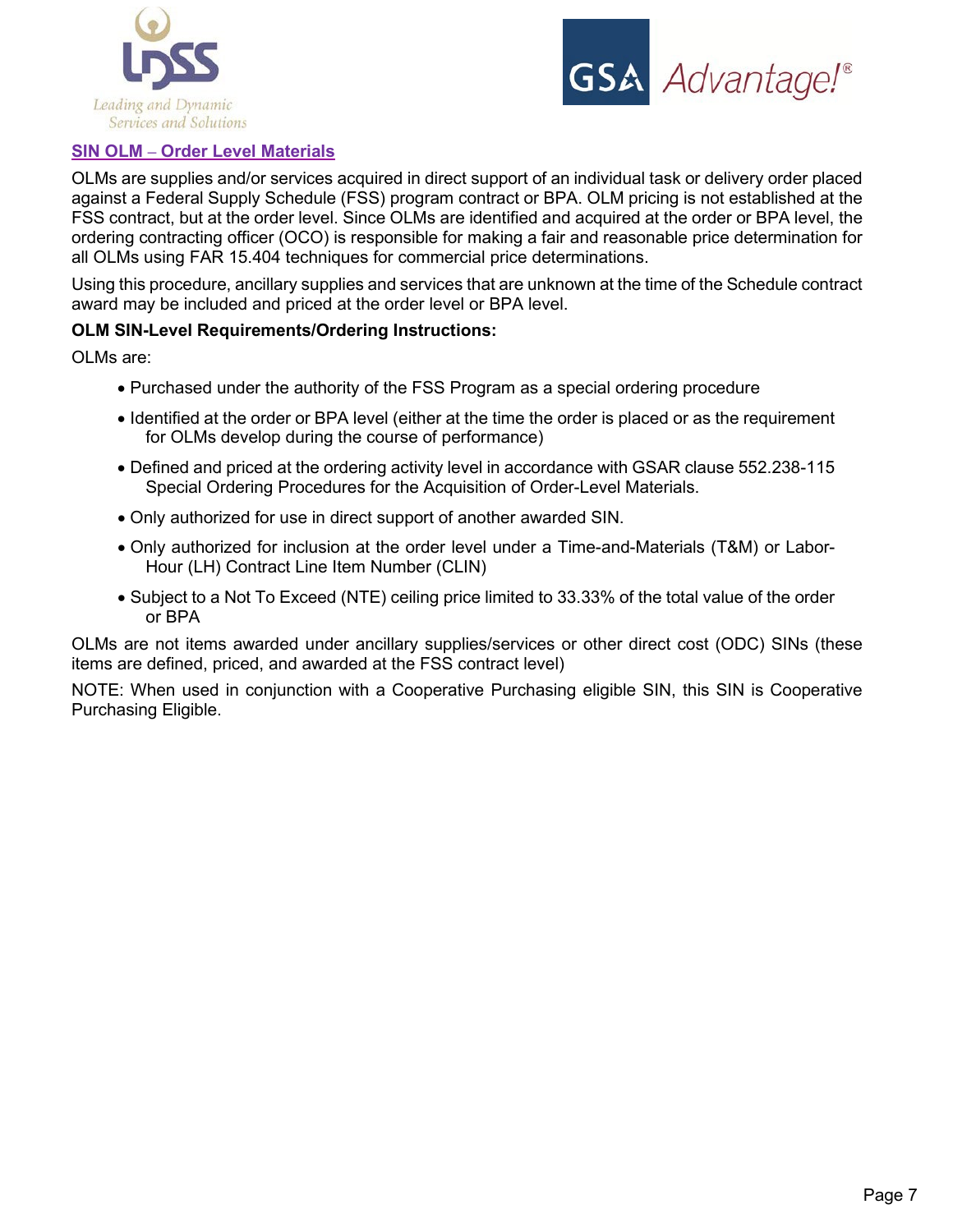## SIN OLM – Order Level Materials

OLMs are supplies and/or services acquired in direct support of an individual task or delivery order placed against a Federal Supply Schedule (FSS) program contract or BPA. OLM pricing is not established at the FSS contract, but at the order level. Since OLMs are identified and acquired at the order or BPA level, the ordering contracting officer (OCO) is responsible for making a fair and reasonable price determination for all OLMs using FAR 15.404 techniques for commercial price determinations.

Using this procedure, ancillary supplies and services that are unknown at the time of the Schedule contract award may be included and priced at the order level or BPA level.

**OLM SIN-Level Requirements/Ordering Instructions:**

OLMs are:

- Purchased under the authority of the FSS Program as a special ordering procedure
- Identified at the order or BPA level (either at the time the order is placed or as the requirement for OLMs develop during the course of performance)
- Defined and priced at the ordering activity level in accordance with GSAR clause 552.238-115 Special Ordering Procedures for the Acquisition of Order-Level Materials.
- Only authorized for use in direct support of another awarded SIN.
- Only authorized for inclusion at the order level under a Time-and-Materials (T&M) or Labor-Hour (LH) Contract Line Item Number (CLIN)
- Subject to a Not To Exceed (NTE) ceiling price limited to 33.33% of the total value of the order or BPA

OLMs are not items awarded under ancillary supplies/services or other direct cost (ODC) SINs (these items are defined, priced, and awarded at the FSS contract level)

NOTE: When used in conjunction with a Cooperative Purchasing eligible SIN, this SIN is Cooperative Purchasing Eligible.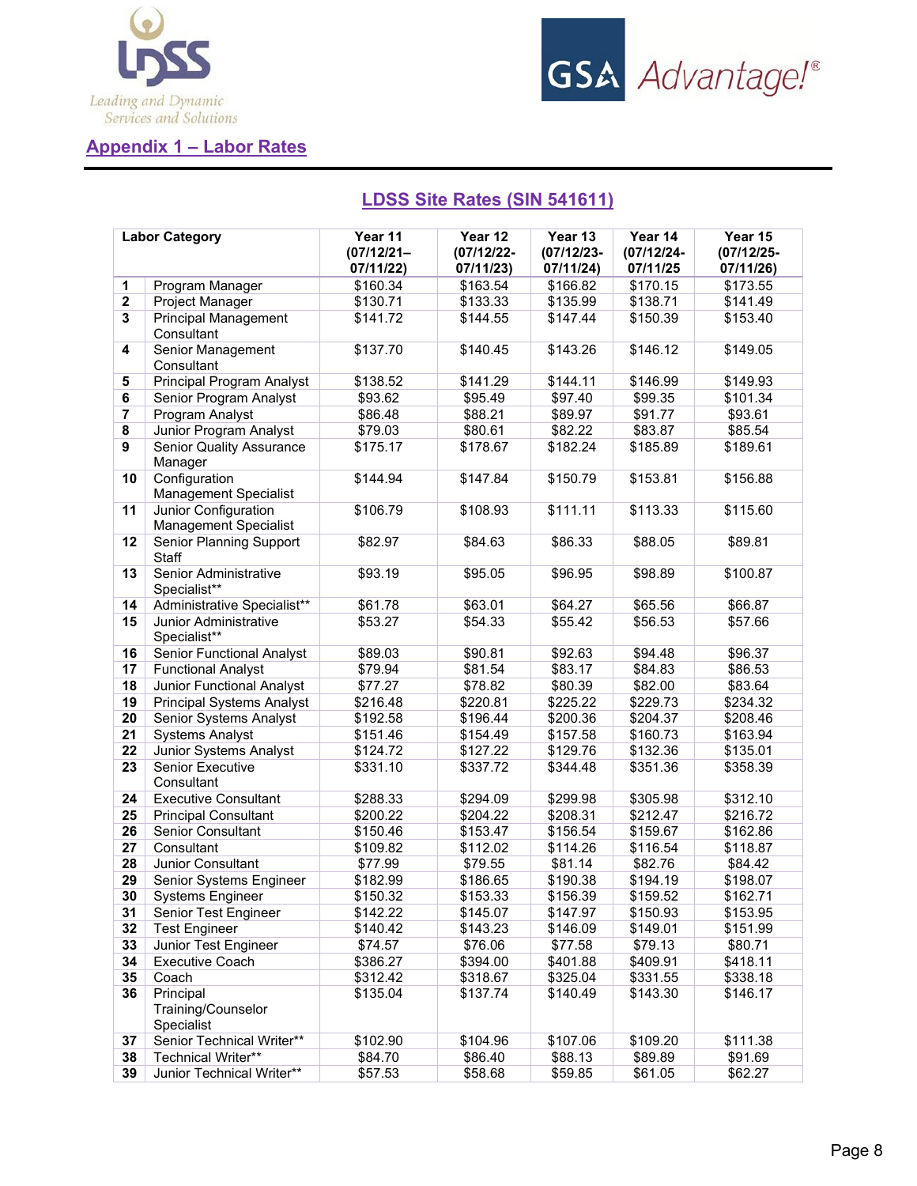## Appendix 1 – Labor Rates

### LDSS Site Rates (SIN 541611)

| | Labor Category | Year 11 (07/12/21–07/11/22) | Year 12 (07/12/22-07/11/23) | Year 13 (07/12/23-07/11/24) | Year 14 (07/12/24-07/11/25 | Year 15 (07/12/25-07/11/26) |
|---|---|---|---|---|---|---|
| 1 | Program Manager | $160.34 | $163.54 | $166.82 | $170.15 | $173.55 |
| 2 | Project Manager | $130.71 | $133.33 | $135.99 | $138.71 | $141.49 |
| 3 | Principal Management Consultant | $141.72 | $144.55 | $147.44 | $150.39 | $153.40 |
| 4 | Senior Management Consultant | $137.70 | $140.45 | $143.26 | $146.12 | $149.05 |
| 5 | Principal Program Analyst | $138.52 | $141.29 | $144.11 | $146.99 | $149.93 |
| 6 | Senior Program Analyst | $93.62 | $95.49 | $97.40 | $99.35 | $101.34 |
| 7 | Program Analyst | $86.48 | $88.21 | $89.97 | $91.77 | $93.61 |
| 8 | Junior Program Analyst | $79.03 | $80.61 | $82.22 | $83.87 | $85.54 |
| 9 | Senior Quality Assurance Manager | $175.17 | $178.67 | $182.24 | $185.89 | $189.61 |
| 10 | Configuration Management Specialist | $144.94 | $147.84 | $150.79 | $153.81 | $156.88 |
| 11 | Junior Configuration Management Specialist | $106.79 | $108.93 | $111.11 | $113.33 | $115.60 |
| 12 | Senior Planning Support Staff | $82.97 | $84.63 | $86.33 | $88.05 | $89.81 |
| 13 | Senior Administrative Specialist** | $93.19 | $95.05 | $96.95 | $98.89 | $100.87 |
| 14 | Administrative Specialist** | $61.78 | $63.01 | $64.27 | $65.56 | $66.87 |
| 15 | Junior Administrative Specialist** | $53.27 | $54.33 | $55.42 | $56.53 | $57.66 |
| 16 | Senior Functional Analyst | $89.03 | $90.81 | $92.63 | $94.48 | $96.37 |
| 17 | Functional Analyst | $79.94 | $81.54 | $83.17 | $84.83 | $86.53 |
| 18 | Junior Functional Analyst | $77.27 | $78.82 | $80.39 | $82.00 | $83.64 |
| 19 | Principal Systems Analyst | $216.48 | $220.81 | $225.22 | $229.73 | $234.32 |
| 20 | Senior Systems Analyst | $192.58 | $196.44 | $200.36 | $204.37 | $208.46 |
| 21 | Systems Analyst | $151.46 | $154.49 | $157.58 | $160.73 | $163.94 |
| 22 | Junior Systems Analyst | $124.72 | $127.22 | $129.76 | $132.36 | $135.01 |
| 23 | Senior Executive Consultant | $331.10 | $337.72 | $344.48 | $351.36 | $358.39 |
| 24 | Executive Consultant | $288.33 | $294.09 | $299.98 | $305.98 | $312.10 |
| 25 | Principal Consultant | $200.22 | $204.22 | $208.31 | $212.47 | $216.72 |
| 26 | Senior Consultant | $150.46 | $153.47 | $156.54 | $159.67 | $162.86 |
| 27 | Consultant | $109.82 | $112.02 | $114.26 | $116.54 | $118.87 |
| 28 | Junior Consultant | $77.99 | $79.55 | $81.14 | $82.76 | $84.42 |
| 29 | Senior Systems Engineer | $182.99 | $186.65 | $190.38 | $194.19 | $198.07 |
| 30 | Systems Engineer | $150.32 | $153.33 | $156.39 | $159.52 | $162.71 |
| 31 | Senior Test Engineer | $142.22 | $145.07 | $147.97 | $150.93 | $153.95 |
| 32 | Test Engineer | $140.42 | $143.23 | $146.09 | $149.01 | $151.99 |
| 33 | Junior Test Engineer | $74.57 | $76.06 | $77.58 | $79.13 | $80.71 |
| 34 | Executive Coach | $386.27 | $394.00 | $401.88 | $409.91 | $418.11 |
| 35 | Coach | $312.42 | $318.67 | $325.04 | $331.55 | $338.18 |
| 36 | Principal Training/Counselor Specialist | $135.04 | $137.74 | $140.49 | $143.30 | $146.17 |
| 37 | Senior Technical Writer** | $102.90 | $104.96 | $107.06 | $109.20 | $111.38 |
| 38 | Technical Writer** | $84.70 | $86.40 | $88.13 | $89.89 | $91.69 |
| 39 | Junior Technical Writer** | $57.53 | $58.68 | $59.85 | $61.05 | $62.27 |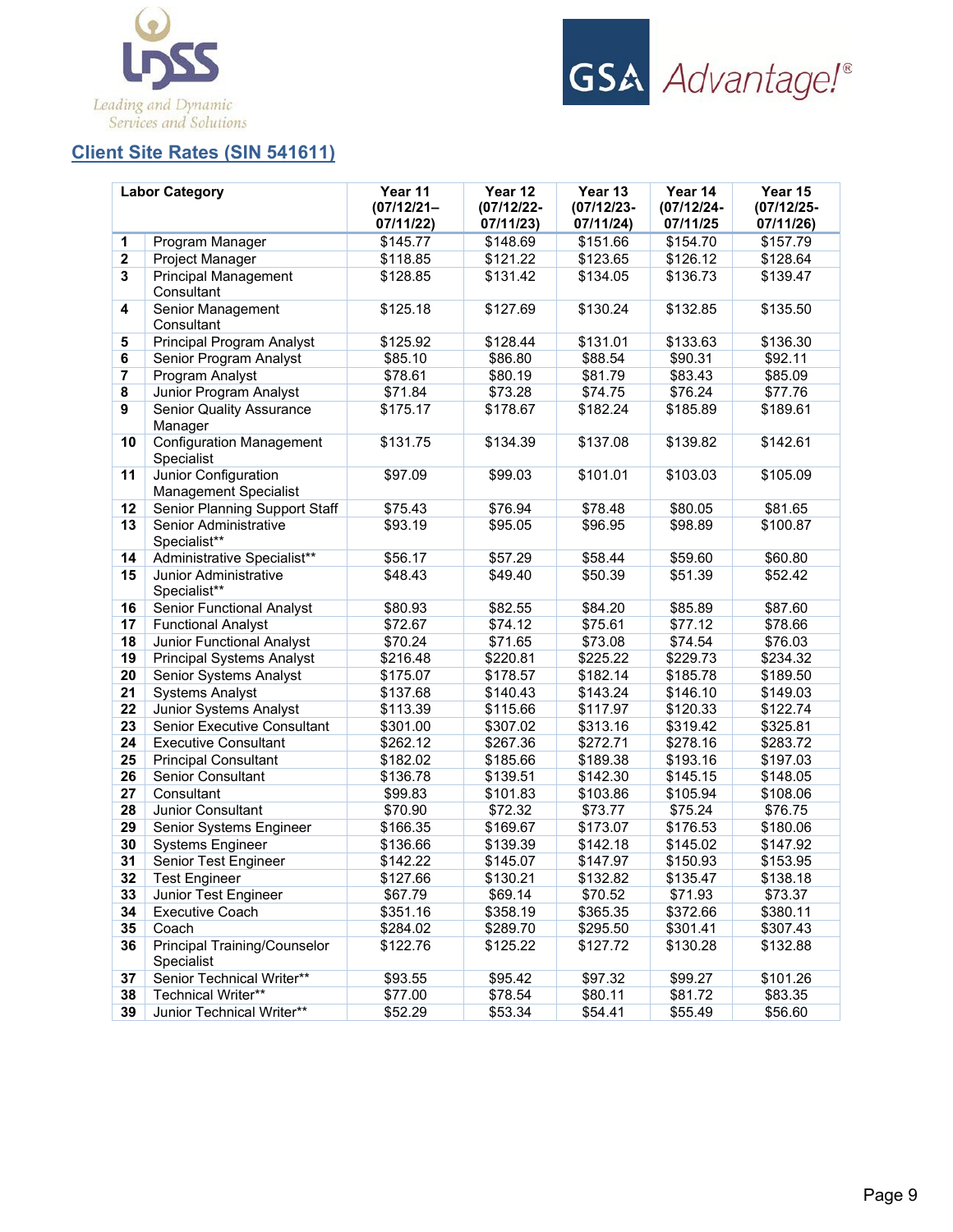## Client Site Rates (SIN 541611)

| | Labor Category | Year 11 (07/12/21– 07/11/22) | Year 12 (07/12/22- 07/11/23) | Year 13 (07/12/23- 07/11/24) | Year 14 (07/12/24- 07/11/25 | Year 15 (07/12/25- 07/11/26) |
|---|---|---|---|---|---|---|
| 1 | Program Manager | $145.77 | $148.69 | $151.66 | $154.70 | $157.79 |
| 2 | Project Manager | $118.85 | $121.22 | $123.65 | $126.12 | $128.64 |
| 3 | Principal Management Consultant | $128.85 | $131.42 | $134.05 | $136.73 | $139.47 |
| 4 | Senior Management Consultant | $125.18 | $127.69 | $130.24 | $132.85 | $135.50 |
| 5 | Principal Program Analyst | $125.92 | $128.44 | $131.01 | $133.63 | $136.30 |
| 6 | Senior Program Analyst | $85.10 | $86.80 | $88.54 | $90.31 | $92.11 |
| 7 | Program Analyst | $78.61 | $80.19 | $81.79 | $83.43 | $85.09 |
| 8 | Junior Program Analyst | $71.84 | $73.28 | $74.75 | $76.24 | $77.76 |
| 9 | Senior Quality Assurance Manager | $175.17 | $178.67 | $182.24 | $185.89 | $189.61 |
| 10 | Configuration Management Specialist | $131.75 | $134.39 | $137.08 | $139.82 | $142.61 |
| 11 | Junior Configuration Management Specialist | $97.09 | $99.03 | $101.01 | $103.03 | $105.09 |
| 12 | Senior Planning Support Staff | $75.43 | $76.94 | $78.48 | $80.05 | $81.65 |
| 13 | Senior Administrative Specialist** | $93.19 | $95.05 | $96.95 | $98.89 | $100.87 |
| 14 | Administrative Specialist** | $56.17 | $57.29 | $58.44 | $59.60 | $60.80 |
| 15 | Junior Administrative Specialist** | $48.43 | $49.40 | $50.39 | $51.39 | $52.42 |
| 16 | Senior Functional Analyst | $80.93 | $82.55 | $84.20 | $85.89 | $87.60 |
| 17 | Functional Analyst | $72.67 | $74.12 | $75.61 | $77.12 | $78.66 |
| 18 | Junior Functional Analyst | $70.24 | $71.65 | $73.08 | $74.54 | $76.03 |
| 19 | Principal Systems Analyst | $216.48 | $220.81 | $225.22 | $229.73 | $234.32 |
| 20 | Senior Systems Analyst | $175.07 | $178.57 | $182.14 | $185.78 | $189.50 |
| 21 | Systems Analyst | $137.68 | $140.43 | $143.24 | $146.10 | $149.03 |
| 22 | Junior Systems Analyst | $113.39 | $115.66 | $117.97 | $120.33 | $122.74 |
| 23 | Senior Executive Consultant | $301.00 | $307.02 | $313.16 | $319.42 | $325.81 |
| 24 | Executive Consultant | $262.12 | $267.36 | $272.71 | $278.16 | $283.72 |
| 25 | Principal Consultant | $182.02 | $185.66 | $189.38 | $193.16 | $197.03 |
| 26 | Senior Consultant | $136.78 | $139.51 | $142.30 | $145.15 | $148.05 |
| 27 | Consultant | $99.83 | $101.83 | $103.86 | $105.94 | $108.06 |
| 28 | Junior Consultant | $70.90 | $72.32 | $73.77 | $75.24 | $76.75 |
| 29 | Senior Systems Engineer | $166.35 | $169.67 | $173.07 | $176.53 | $180.06 |
| 30 | Systems Engineer | $136.66 | $139.39 | $142.18 | $145.02 | $147.92 |
| 31 | Senior Test Engineer | $142.22 | $145.07 | $147.97 | $150.93 | $153.95 |
| 32 | Test Engineer | $127.66 | $130.21 | $132.82 | $135.47 | $138.18 |
| 33 | Junior Test Engineer | $67.79 | $69.14 | $70.52 | $71.93 | $73.37 |
| 34 | Executive Coach | $351.16 | $358.19 | $365.35 | $372.66 | $380.11 |
| 35 | Coach | $284.02 | $289.70 | $295.50 | $301.41 | $307.43 |
| 36 | Principal Training/Counselor Specialist | $122.76 | $125.22 | $127.72 | $130.28 | $132.88 |
| 37 | Senior Technical Writer** | $93.55 | $95.42 | $97.32 | $99.27 | $101.26 |
| 38 | Technical Writer** | $77.00 | $78.54 | $80.11 | $81.72 | $83.35 |
| 39 | Junior Technical Writer** | $52.29 | $53.34 | $54.41 | $55.49 | $56.60 |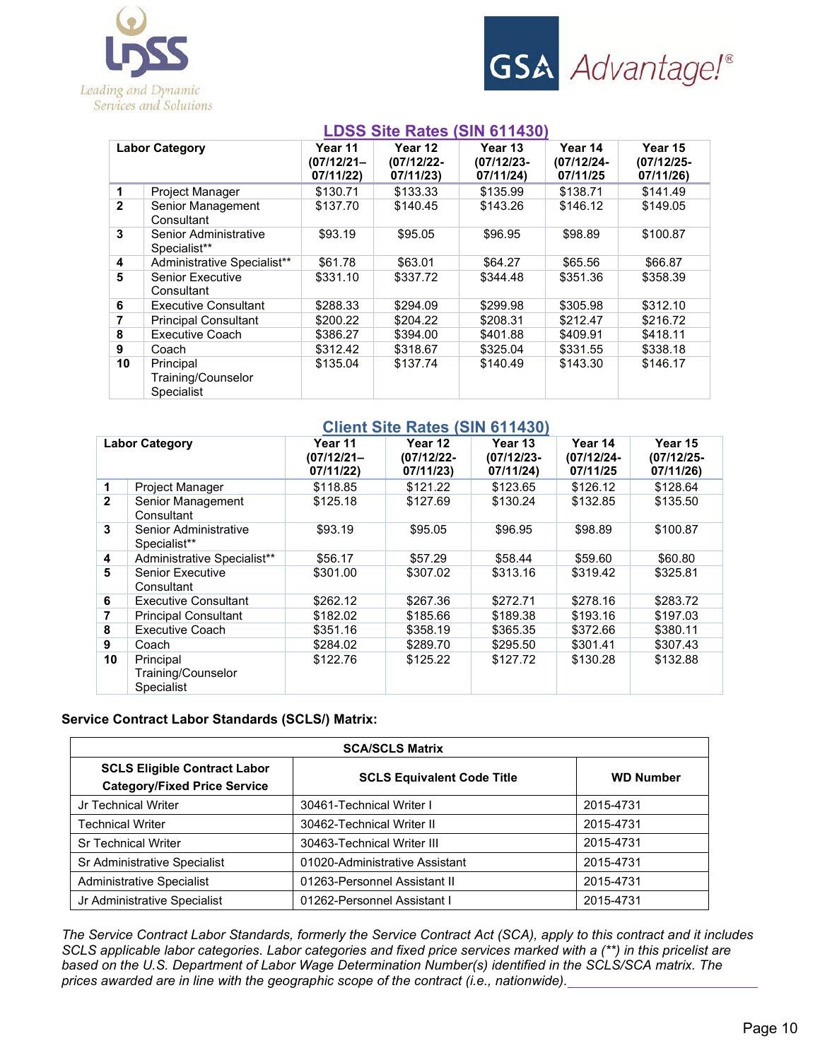LDSS
Leading and Dynamic Services and Solutions

GSA Advantage!®

## LDSS Site Rates (SIN 611430)

| | Labor Category | Year 11 (07/12/21–07/11/22) | Year 12 (07/12/22-07/11/23) | Year 13 (07/12/23-07/11/24) | Year 14 (07/12/24-07/11/25 | Year 15 (07/12/25-07/11/26) |
|---|---|---|---|---|---|---|
| 1 | Project Manager | $130.71 | $133.33 | $135.99 | $138.71 | $141.49 |
| 2 | Senior Management Consultant | $137.70 | $140.45 | $143.26 | $146.12 | $149.05 |
| 3 | Senior Administrative Specialist** | $93.19 | $95.05 | $96.95 | $98.89 | $100.87 |
| 4 | Administrative Specialist** | $61.78 | $63.01 | $64.27 | $65.56 | $66.87 |
| 5 | Senior Executive Consultant | $331.10 | $337.72 | $344.48 | $351.36 | $358.39 |
| 6 | Executive Consultant | $288.33 | $294.09 | $299.98 | $305.98 | $312.10 |
| 7 | Principal Consultant | $200.22 | $204.22 | $208.31 | $212.47 | $216.72 |
| 8 | Executive Coach | $386.27 | $394.00 | $401.88 | $409.91 | $418.11 |
| 9 | Coach | $312.42 | $318.67 | $325.04 | $331.55 | $338.18 |
| 10 | Principal Training/Counselor Specialist | $135.04 | $137.74 | $140.49 | $143.30 | $146.17 |

## Client Site Rates (SIN 611430)

| | Labor Category | Year 11 (07/12/21–07/11/22) | Year 12 (07/12/22-07/11/23) | Year 13 (07/12/23-07/11/24) | Year 14 (07/12/24-07/11/25 | Year 15 (07/12/25-07/11/26) |
|---|---|---|---|---|---|---|
| 1 | Project Manager | $118.85 | $121.22 | $123.65 | $126.12 | $128.64 |
| 2 | Senior Management Consultant | $125.18 | $127.69 | $130.24 | $132.85 | $135.50 |
| 3 | Senior Administrative Specialist** | $93.19 | $95.05 | $96.95 | $98.89 | $100.87 |
| 4 | Administrative Specialist** | $56.17 | $57.29 | $58.44 | $59.60 | $60.80 |
| 5 | Senior Executive Consultant | $301.00 | $307.02 | $313.16 | $319.42 | $325.81 |
| 6 | Executive Consultant | $262.12 | $267.36 | $272.71 | $278.16 | $283.72 |
| 7 | Principal Consultant | $182.02 | $185.66 | $189.38 | $193.16 | $197.03 |
| 8 | Executive Coach | $351.16 | $358.19 | $365.35 | $372.66 | $380.11 |
| 9 | Coach | $284.02 | $289.70 | $295.50 | $301.41 | $307.43 |
| 10 | Principal Training/Counselor Specialist | $122.76 | $125.22 | $127.72 | $130.28 | $132.88 |

**Service Contract Labor Standards (SCLS/) Matrix:**

| SCA/SCLS Matrix | | |
|---|---|---|
| **SCLS Eligible Contract Labor Category/Fixed Price Service** | **SCLS Equivalent Code Title** | **WD Number** |
| Jr Technical Writer | 30461-Technical Writer I | 2015-4731 |
| Technical Writer | 30462-Technical Writer II | 2015-4731 |
| Sr Technical Writer | 30463-Technical Writer III | 2015-4731 |
| Sr Administrative Specialist | 01020-Administrative Assistant | 2015-4731 |
| Administrative Specialist | 01263-Personnel Assistant II | 2015-4731 |
| Jr Administrative Specialist | 01262-Personnel Assistant I | 2015-4731 |

*The Service Contract Labor Standards, formerly the Service Contract Act (SCA), apply to this contract and it includes SCLS applicable labor categories. Labor categories and fixed price services marked with a (**) in this pricelist are based on the U.S. Department of Labor Wage Determination Number(s) identified in the SCLS/SCA matrix. The prices awarded are in line with the geographic scope of the contract (i.e., nationwide).*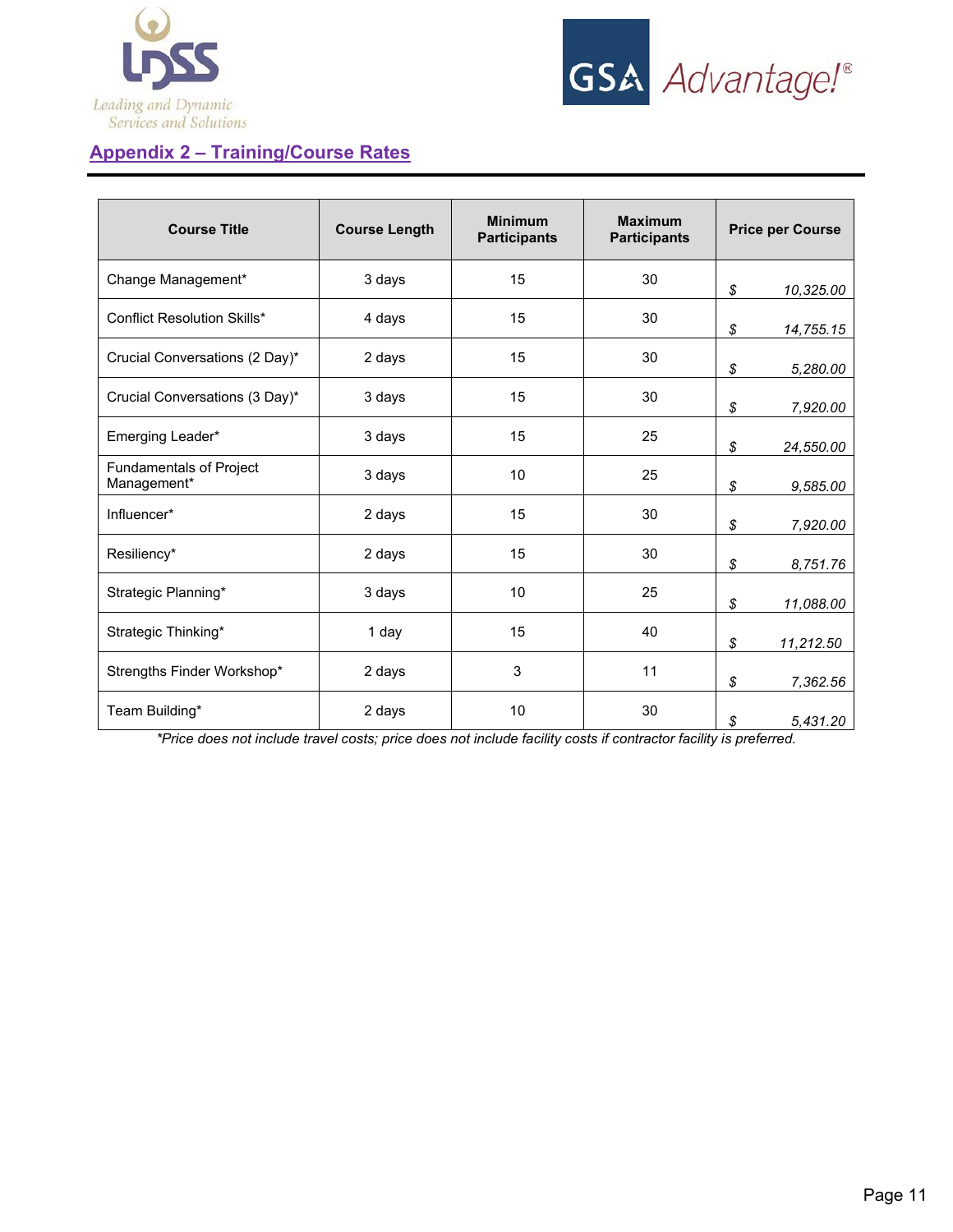## Appendix 2 – Training/Course Rates

| Course Title | Course Length | Minimum Participants | Maximum Participants | Price per Course |
|---|---|---|---|---|
| Change Management* | 3 days | 15 | 30 | $ 10,325.00 |
| Conflict Resolution Skills* | 4 days | 15 | 30 | $ 14,755.15 |
| Crucial Conversations (2 Day)* | 2 days | 15 | 30 | $ 5,280.00 |
| Crucial Conversations (3 Day)* | 3 days | 15 | 30 | $ 7,920.00 |
| Emerging Leader* | 3 days | 15 | 25 | $ 24,550.00 |
| Fundamentals of Project Management* | 3 days | 10 | 25 | $ 9,585.00 |
| Influencer* | 2 days | 15 | 30 | $ 7,920.00 |
| Resiliency* | 2 days | 15 | 30 | $ 8,751.76 |
| Strategic Planning* | 3 days | 10 | 25 | $ 11,088.00 |
| Strategic Thinking* | 1 day | 15 | 40 | $ 11,212.50 |
| Strengths Finder Workshop* | 2 days | 3 | 11 | $ 7,362.56 |
| Team Building* | 2 days | 10 | 30 | $ 5,431.20 |

*Price does not include travel costs; price does not include facility costs if contractor facility is preferred.*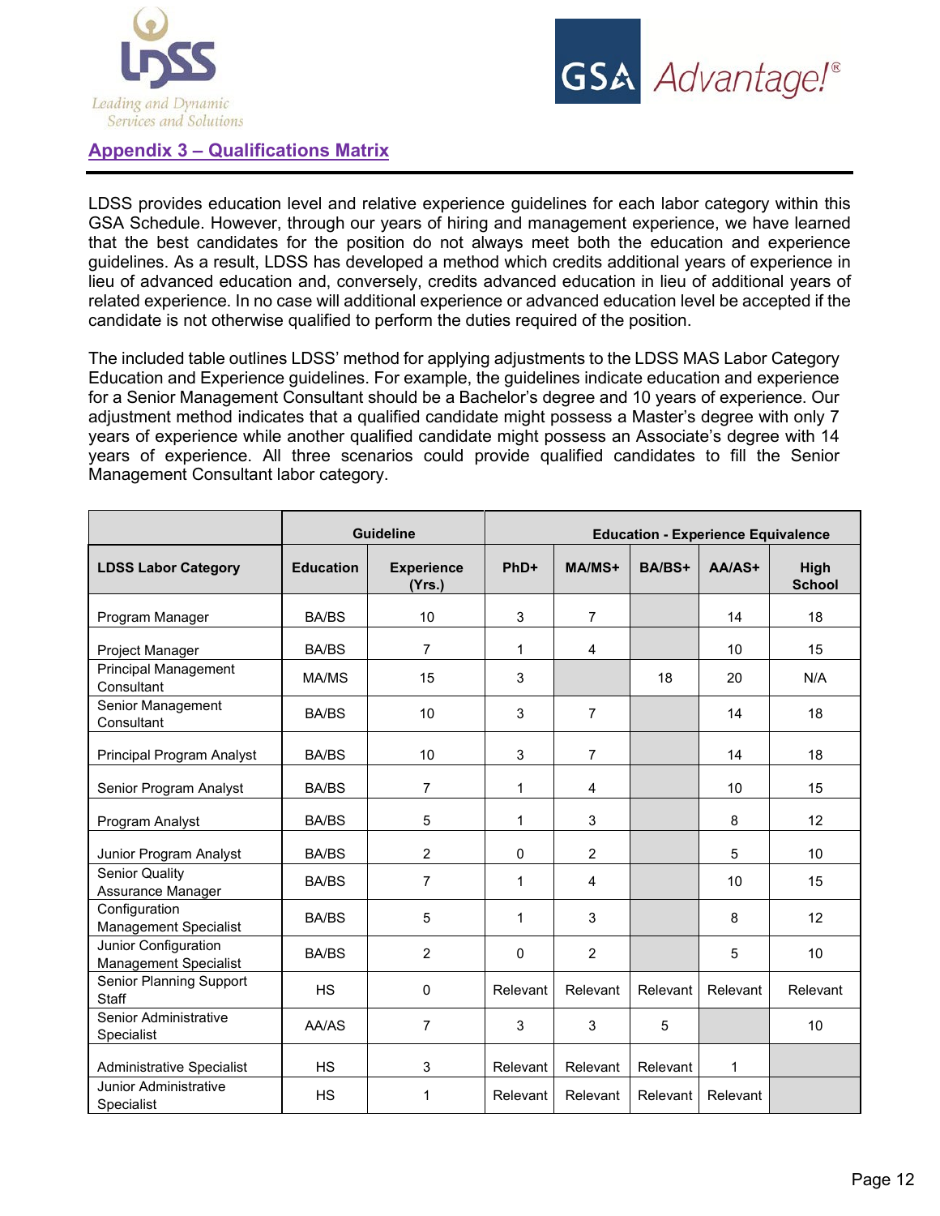## Appendix 3 – Qualifications Matrix

LDSS provides education level and relative experience guidelines for each labor category within this GSA Schedule. However, through our years of hiring and management experience, we have learned that the best candidates for the position do not always meet both the education and experience guidelines. As a result, LDSS has developed a method which credits additional years of experience in lieu of advanced education and, conversely, credits advanced education in lieu of additional years of related experience. In no case will additional experience or advanced education level be accepted if the candidate is not otherwise qualified to perform the duties required of the position.

The included table outlines LDSS' method for applying adjustments to the LDSS MAS Labor Category Education and Experience guidelines. For example, the guidelines indicate education and experience for a Senior Management Consultant should be a Bachelor's degree and 10 years of experience. Our adjustment method indicates that a qualified candidate might possess a Master's degree with only 7 years of experience while another qualified candidate might possess an Associate's degree with 14 years of experience. All three scenarios could provide qualified candidates to fill the Senior Management Consultant labor category.

| | Guideline | | Education - Experience Equivalence | | | | |
|---|---|---|---|---|---|---|---|
| **LDSS Labor Category** | **Education** | **Experience (Yrs.)** | **PhD+** | **MA/MS+** | **BA/BS+** | **AA/AS+** | **High School** |
| Program Manager | BA/BS | 10 | 3 | 7 | | 14 | 18 |
| Project Manager | BA/BS | 7 | 1 | 4 | | 10 | 15 |
| Principal Management Consultant | MA/MS | 15 | 3 | | 18 | 20 | N/A |
| Senior Management Consultant | BA/BS | 10 | 3 | 7 | | 14 | 18 |
| Principal Program Analyst | BA/BS | 10 | 3 | 7 | | 14 | 18 |
| Senior Program Analyst | BA/BS | 7 | 1 | 4 | | 10 | 15 |
| Program Analyst | BA/BS | 5 | 1 | 3 | | 8 | 12 |
| Junior Program Analyst | BA/BS | 2 | 0 | 2 | | 5 | 10 |
| Senior Quality Assurance Manager | BA/BS | 7 | 1 | 4 | | 10 | 15 |
| Configuration Management Specialist | BA/BS | 5 | 1 | 3 | | 8 | 12 |
| Junior Configuration Management Specialist | BA/BS | 2 | 0 | 2 | | 5 | 10 |
| Senior Planning Support Staff | HS | 0 | Relevant | Relevant | Relevant | Relevant | Relevant |
| Senior Administrative Specialist | AA/AS | 7 | 3 | 3 | 5 | | 10 |
| Administrative Specialist | HS | 3 | Relevant | Relevant | Relevant | 1 | |
| Junior Administrative Specialist | HS | 1 | Relevant | Relevant | Relevant | Relevant | |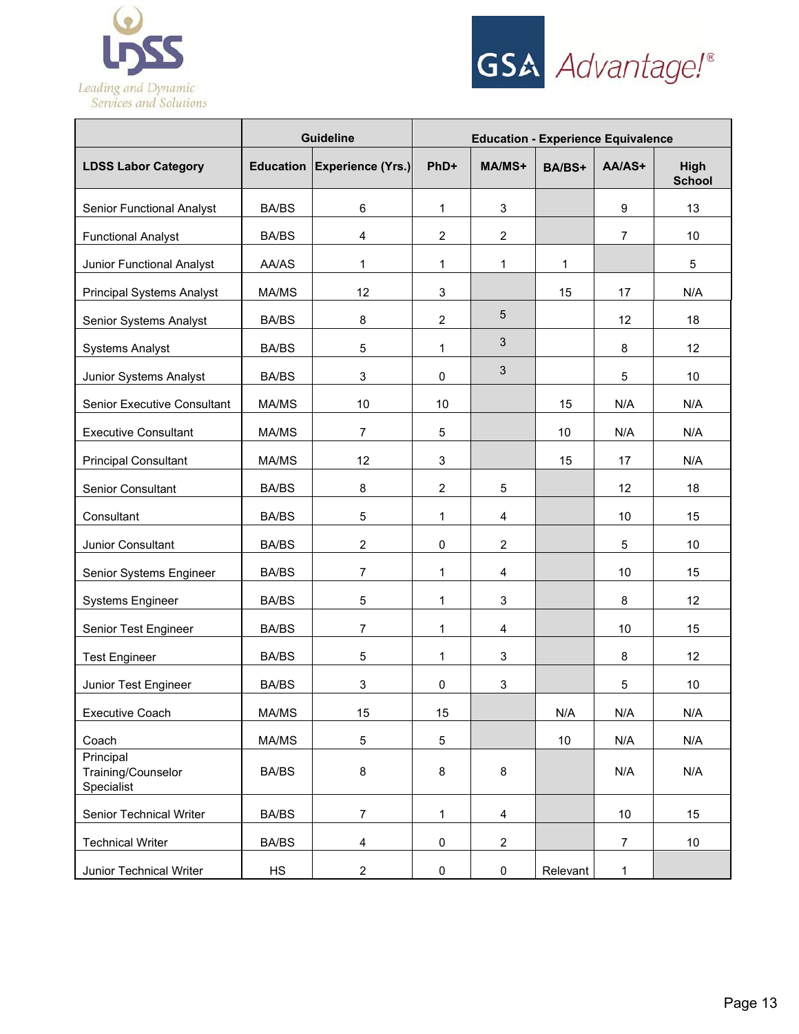| | Guideline | | Education - Experience Equivalence | | | | |
|---|---|---|---|---|---|---|---|
| **LDSS Labor Category** | **Education** | **Experience (Yrs.)** | **PhD+** | **MA/MS+** | **BA/BS+** | **AA/AS+** | **High School** |
| Senior Functional Analyst | BA/BS | 6 | 1 | 3 | | 9 | 13 |
| Functional Analyst | BA/BS | 4 | 2 | 2 | | 7 | 10 |
| Junior Functional Analyst | AA/AS | 1 | 1 | 1 | 1 | | 5 |
| Principal Systems Analyst | MA/MS | 12 | 3 | | 15 | 17 | N/A |
| Senior Systems Analyst | BA/BS | 8 | 2 | 5 | | 12 | 18 |
| Systems Analyst | BA/BS | 5 | 1 | 3 | | 8 | 12 |
| Junior Systems Analyst | BA/BS | 3 | 0 | 3 | | 5 | 10 |
| Senior Executive Consultant | MA/MS | 10 | 10 | | 15 | N/A | N/A |
| Executive Consultant | MA/MS | 7 | 5 | | 10 | N/A | N/A |
| Principal Consultant | MA/MS | 12 | 3 | | 15 | 17 | N/A |
| Senior Consultant | BA/BS | 8 | 2 | 5 | | 12 | 18 |
| Consultant | BA/BS | 5 | 1 | 4 | | 10 | 15 |
| Junior Consultant | BA/BS | 2 | 0 | 2 | | 5 | 10 |
| Senior Systems Engineer | BA/BS | 7 | 1 | 4 | | 10 | 15 |
| Systems Engineer | BA/BS | 5 | 1 | 3 | | 8 | 12 |
| Senior Test Engineer | BA/BS | 7 | 1 | 4 | | 10 | 15 |
| Test Engineer | BA/BS | 5 | 1 | 3 | | 8 | 12 |
| Junior Test Engineer | BA/BS | 3 | 0 | 3 | | 5 | 10 |
| Executive Coach | MA/MS | 15 | 15 | | N/A | N/A | N/A |
| Coach | MA/MS | 5 | 5 | | 10 | N/A | N/A |
| Principal Training/Counselor Specialist | BA/BS | 8 | 8 | 8 | | N/A | N/A |
| Senior Technical Writer | BA/BS | 7 | 1 | 4 | | 10 | 15 |
| Technical Writer | BA/BS | 4 | 0 | 2 | | 7 | 10 |
| Junior Technical Writer | HS | 2 | 0 | 0 | Relevant | 1 | |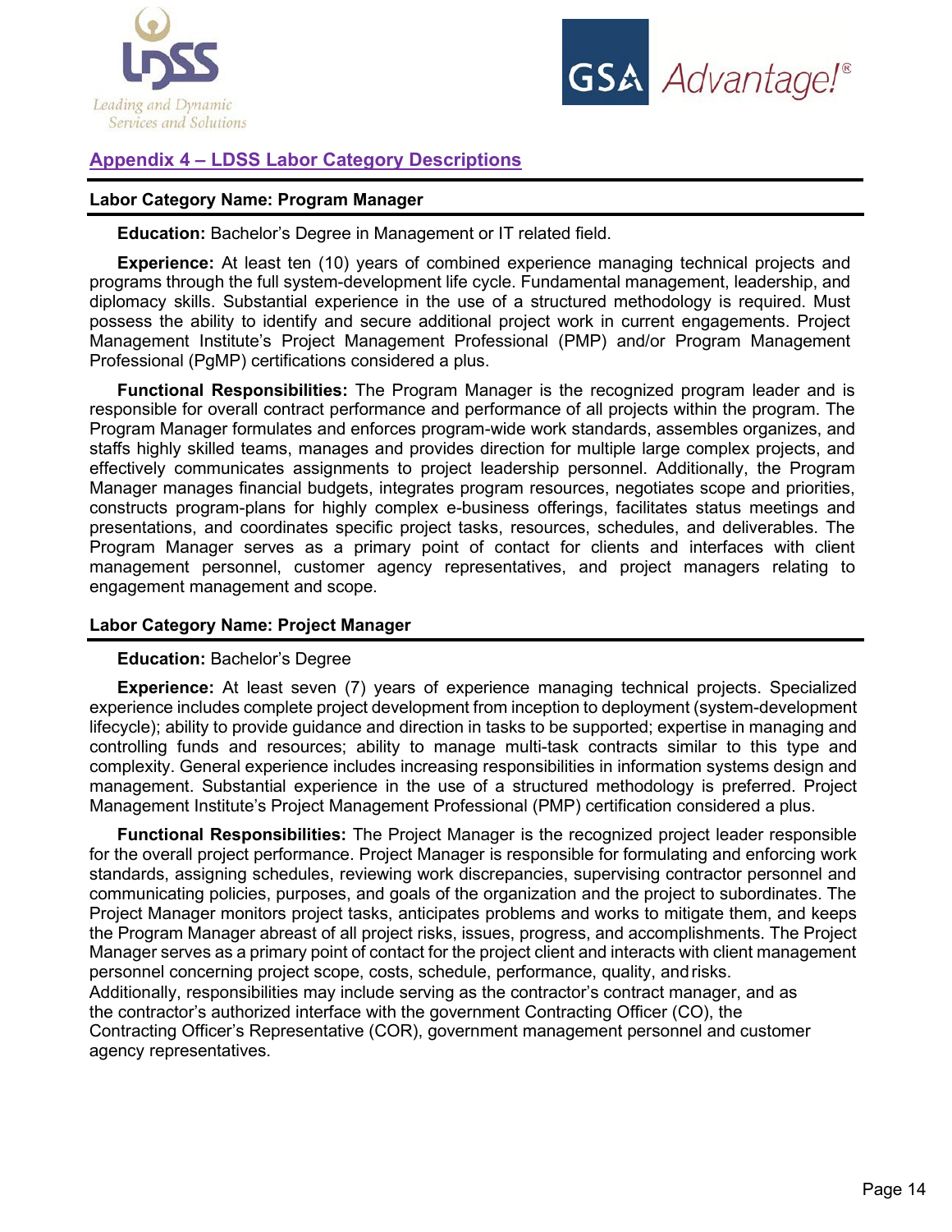## Appendix 4 – LDSS Labor Category Descriptions

### Labor Category Name: Program Manager

**Education:** Bachelor's Degree in Management or IT related field.

**Experience:** At least ten (10) years of combined experience managing technical projects and programs through the full system-development life cycle. Fundamental management, leadership, and diplomacy skills. Substantial experience in the use of a structured methodology is required. Must possess the ability to identify and secure additional project work in current engagements. Project Management Institute's Project Management Professional (PMP) and/or Program Management Professional (PgMP) certifications considered a plus.

**Functional Responsibilities:** The Program Manager is the recognized program leader and is responsible for overall contract performance and performance of all projects within the program. The Program Manager formulates and enforces program-wide work standards, assembles organizes, and staffs highly skilled teams, manages and provides direction for multiple large complex projects, and effectively communicates assignments to project leadership personnel. Additionally, the Program Manager manages financial budgets, integrates program resources, negotiates scope and priorities, constructs program-plans for highly complex e-business offerings, facilitates status meetings and presentations, and coordinates specific project tasks, resources, schedules, and deliverables. The Program Manager serves as a primary point of contact for clients and interfaces with client management personnel, customer agency representatives, and project managers relating to engagement management and scope.

### Labor Category Name: Project Manager

**Education:** Bachelor's Degree

**Experience:** At least seven (7) years of experience managing technical projects. Specialized experience includes complete project development from inception to deployment (system-development lifecycle); ability to provide guidance and direction in tasks to be supported; expertise in managing and controlling funds and resources; ability to manage multi-task contracts similar to this type and complexity. General experience includes increasing responsibilities in information systems design and management. Substantial experience in the use of a structured methodology is preferred. Project Management Institute's Project Management Professional (PMP) certification considered a plus.

**Functional Responsibilities:** The Project Manager is the recognized project leader responsible for the overall project performance. Project Manager is responsible for formulating and enforcing work standards, assigning schedules, reviewing work discrepancies, supervising contractor personnel and communicating policies, purposes, and goals of the organization and the project to subordinates. The Project Manager monitors project tasks, anticipates problems and works to mitigate them, and keeps the Program Manager abreast of all project risks, issues, progress, and accomplishments. The Project Manager serves as a primary point of contact for the project client and interacts with client management personnel concerning project scope, costs, schedule, performance, quality, and risks.
Additionally, responsibilities may include serving as the contractor's contract manager, and as the contractor's authorized interface with the government Contracting Officer (CO), the Contracting Officer's Representative (COR), government management personnel and customer agency representatives.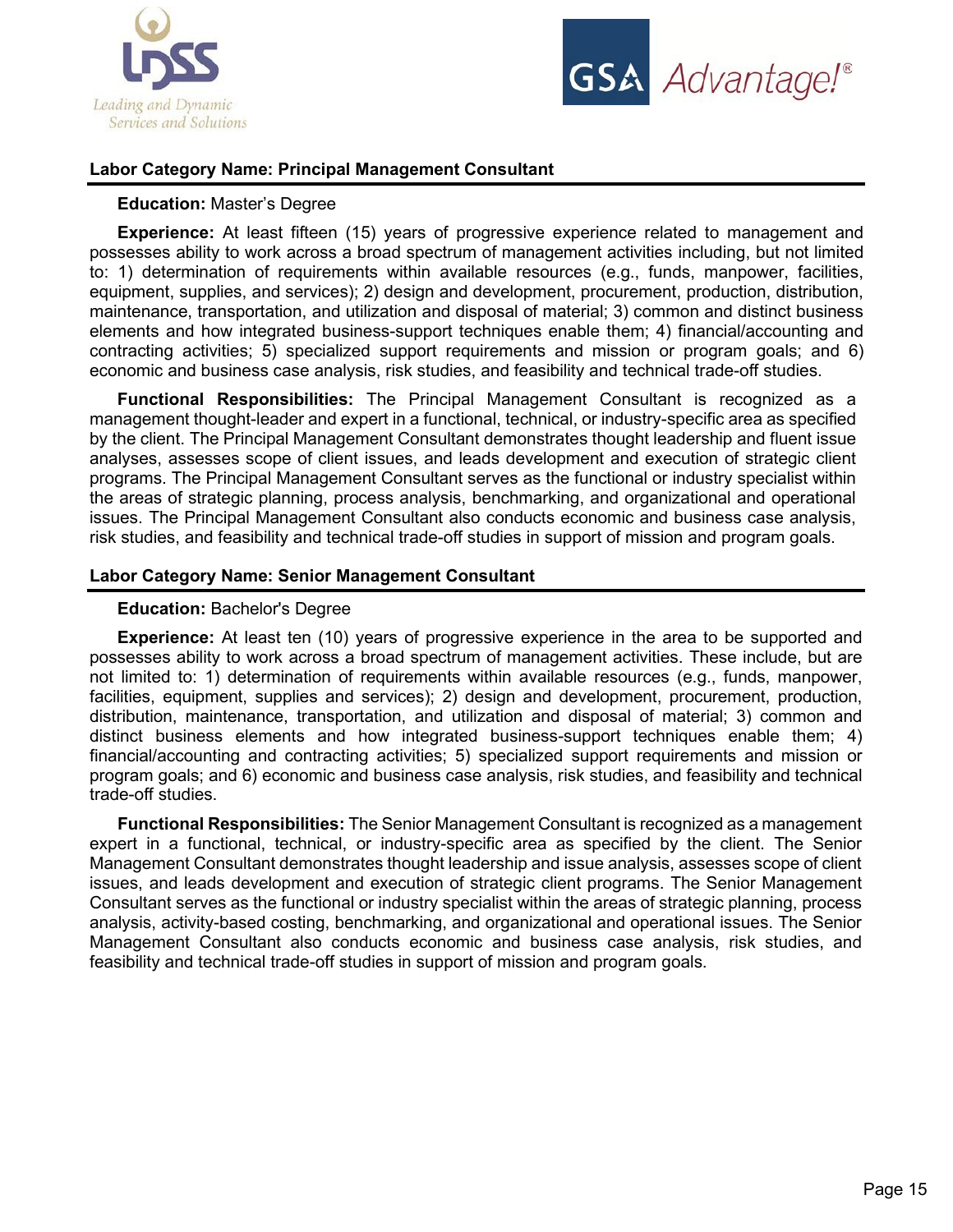## Labor Category Name: Principal Management Consultant

**Education:** Master's Degree

**Experience:** At least fifteen (15) years of progressive experience related to management and possesses ability to work across a broad spectrum of management activities including, but not limited to: 1) determination of requirements within available resources (e.g., funds, manpower, facilities, equipment, supplies, and services); 2) design and development, procurement, production, distribution, maintenance, transportation, and utilization and disposal of material; 3) common and distinct business elements and how integrated business-support techniques enable them; 4) financial/accounting and contracting activities; 5) specialized support requirements and mission or program goals; and 6) economic and business case analysis, risk studies, and feasibility and technical trade-off studies.

**Functional Responsibilities:** The Principal Management Consultant is recognized as a management thought-leader and expert in a functional, technical, or industry-specific area as specified by the client. The Principal Management Consultant demonstrates thought leadership and fluent issue analyses, assesses scope of client issues, and leads development and execution of strategic client programs. The Principal Management Consultant serves as the functional or industry specialist within the areas of strategic planning, process analysis, benchmarking, and organizational and operational issues. The Principal Management Consultant also conducts economic and business case analysis, risk studies, and feasibility and technical trade-off studies in support of mission and program goals.

## Labor Category Name: Senior Management Consultant

**Education:** Bachelor's Degree

**Experience:** At least ten (10) years of progressive experience in the area to be supported and possesses ability to work across a broad spectrum of management activities. These include, but are not limited to: 1) determination of requirements within available resources (e.g., funds, manpower, facilities, equipment, supplies and services); 2) design and development, procurement, production, distribution, maintenance, transportation, and utilization and disposal of material; 3) common and distinct business elements and how integrated business-support techniques enable them; 4) financial/accounting and contracting activities; 5) specialized support requirements and mission or program goals; and 6) economic and business case analysis, risk studies, and feasibility and technical trade-off studies.

**Functional Responsibilities:** The Senior Management Consultant is recognized as a management expert in a functional, technical, or industry-specific area as specified by the client. The Senior Management Consultant demonstrates thought leadership and issue analysis, assesses scope of client issues, and leads development and execution of strategic client programs. The Senior Management Consultant serves as the functional or industry specialist within the areas of strategic planning, process analysis, activity-based costing, benchmarking, and organizational and operational issues. The Senior Management Consultant also conducts economic and business case analysis, risk studies, and feasibility and technical trade-off studies in support of mission and program goals.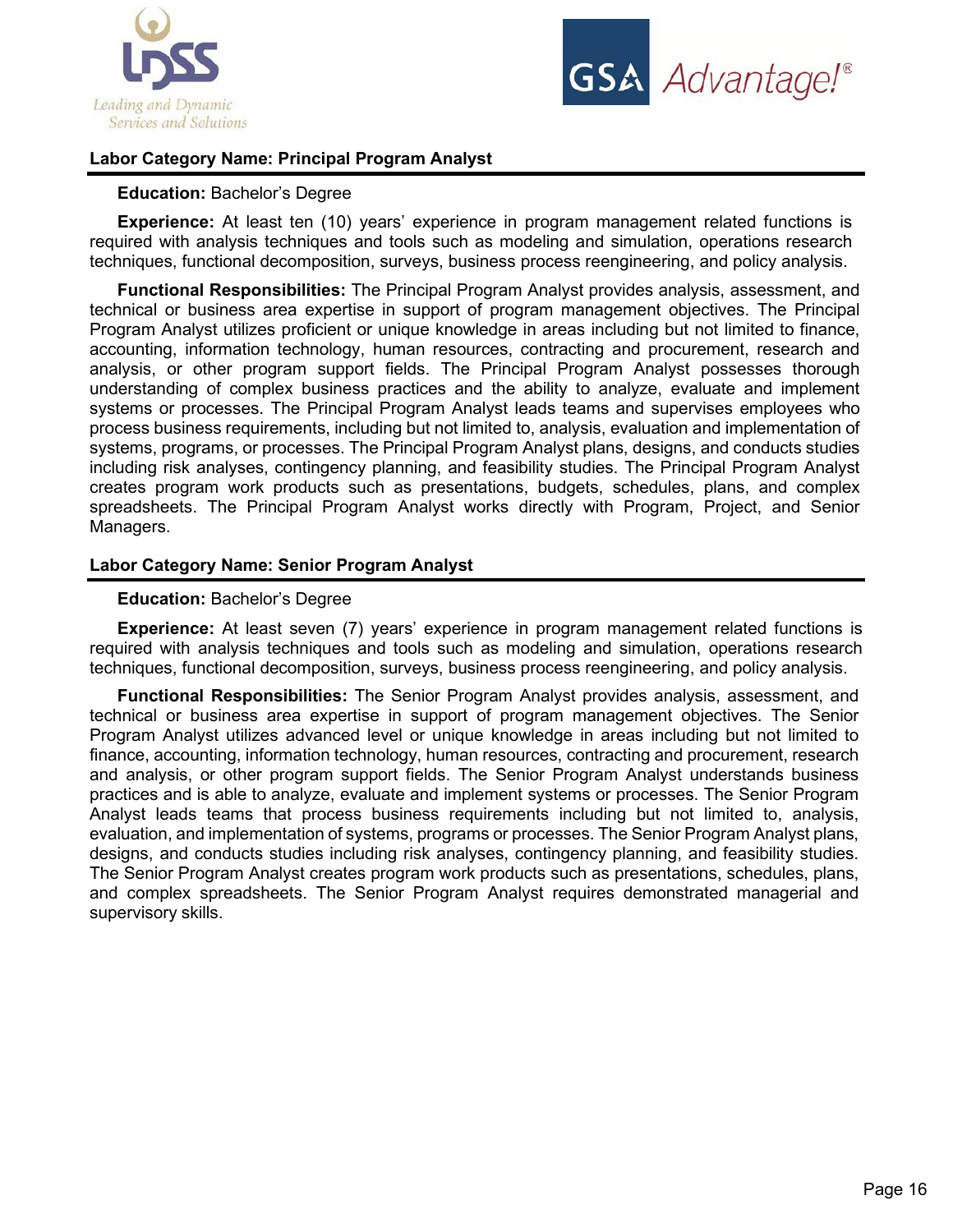## Labor Category Name: Principal Program Analyst

**Education:** Bachelor's Degree

**Experience:** At least ten (10) years' experience in program management related functions is required with analysis techniques and tools such as modeling and simulation, operations research techniques, functional decomposition, surveys, business process reengineering, and policy analysis.

**Functional Responsibilities:** The Principal Program Analyst provides analysis, assessment, and technical or business area expertise in support of program management objectives. The Principal Program Analyst utilizes proficient or unique knowledge in areas including but not limited to finance, accounting, information technology, human resources, contracting and procurement, research and analysis, or other program support fields. The Principal Program Analyst possesses thorough understanding of complex business practices and the ability to analyze, evaluate and implement systems or processes. The Principal Program Analyst leads teams and supervises employees who process business requirements, including but not limited to, analysis, evaluation and implementation of systems, programs, or processes. The Principal Program Analyst plans, designs, and conducts studies including risk analyses, contingency planning, and feasibility studies. The Principal Program Analyst creates program work products such as presentations, budgets, schedules, plans, and complex spreadsheets. The Principal Program Analyst works directly with Program, Project, and Senior Managers.

## Labor Category Name: Senior Program Analyst

**Education:** Bachelor's Degree

**Experience:** At least seven (7) years' experience in program management related functions is required with analysis techniques and tools such as modeling and simulation, operations research techniques, functional decomposition, surveys, business process reengineering, and policy analysis.

**Functional Responsibilities:** The Senior Program Analyst provides analysis, assessment, and technical or business area expertise in support of program management objectives. The Senior Program Analyst utilizes advanced level or unique knowledge in areas including but not limited to finance, accounting, information technology, human resources, contracting and procurement, research and analysis, or other program support fields. The Senior Program Analyst understands business practices and is able to analyze, evaluate and implement systems or processes. The Senior Program Analyst leads teams that process business requirements including but not limited to, analysis, evaluation, and implementation of systems, programs or processes. The Senior Program Analyst plans, designs, and conducts studies including risk analyses, contingency planning, and feasibility studies. The Senior Program Analyst creates program work products such as presentations, schedules, plans, and complex spreadsheets. The Senior Program Analyst requires demonstrated managerial and supervisory skills.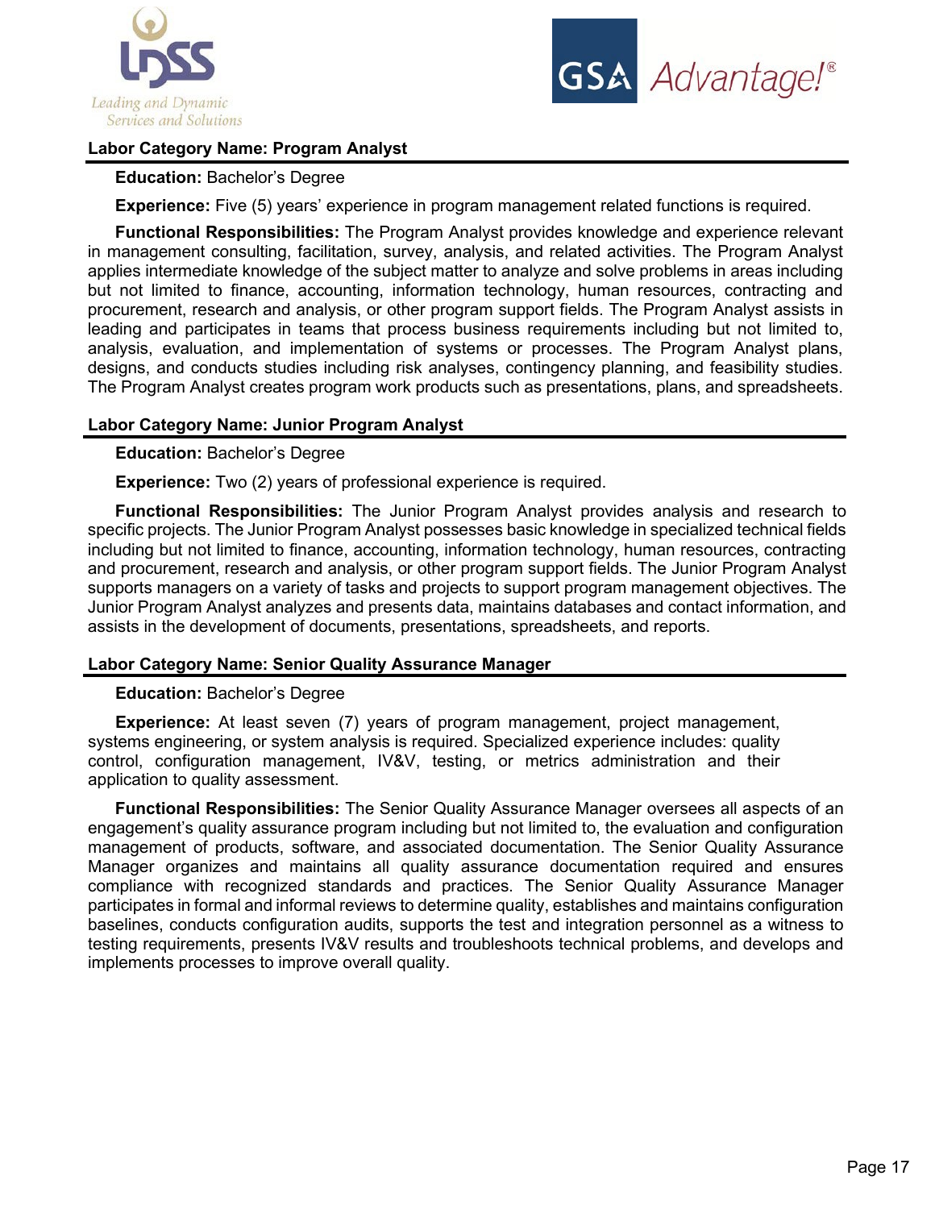### Labor Category Name: Program Analyst

**Education:** Bachelor's Degree

**Experience:** Five (5) years' experience in program management related functions is required.

**Functional Responsibilities:** The Program Analyst provides knowledge and experience relevant in management consulting, facilitation, survey, analysis, and related activities. The Program Analyst applies intermediate knowledge of the subject matter to analyze and solve problems in areas including but not limited to finance, accounting, information technology, human resources, contracting and procurement, research and analysis, or other program support fields. The Program Analyst assists in leading and participates in teams that process business requirements including but not limited to, analysis, evaluation, and implementation of systems or processes. The Program Analyst plans, designs, and conducts studies including risk analyses, contingency planning, and feasibility studies. The Program Analyst creates program work products such as presentations, plans, and spreadsheets.

### Labor Category Name: Junior Program Analyst

**Education:** Bachelor's Degree

**Experience:** Two (2) years of professional experience is required.

**Functional Responsibilities:** The Junior Program Analyst provides analysis and research to specific projects. The Junior Program Analyst possesses basic knowledge in specialized technical fields including but not limited to finance, accounting, information technology, human resources, contracting and procurement, research and analysis, or other program support fields. The Junior Program Analyst supports managers on a variety of tasks and projects to support program management objectives. The Junior Program Analyst analyzes and presents data, maintains databases and contact information, and assists in the development of documents, presentations, spreadsheets, and reports.

### Labor Category Name: Senior Quality Assurance Manager

**Education:** Bachelor's Degree

**Experience:** At least seven (7) years of program management, project management, systems engineering, or system analysis is required. Specialized experience includes: quality control, configuration management, IV&V, testing, or metrics administration and their application to quality assessment.

**Functional Responsibilities:** The Senior Quality Assurance Manager oversees all aspects of an engagement's quality assurance program including but not limited to, the evaluation and configuration management of products, software, and associated documentation. The Senior Quality Assurance Manager organizes and maintains all quality assurance documentation required and ensures compliance with recognized standards and practices. The Senior Quality Assurance Manager participates in formal and informal reviews to determine quality, establishes and maintains configuration baselines, conducts configuration audits, supports the test and integration personnel as a witness to testing requirements, presents IV&V results and troubleshoots technical problems, and develops and implements processes to improve overall quality.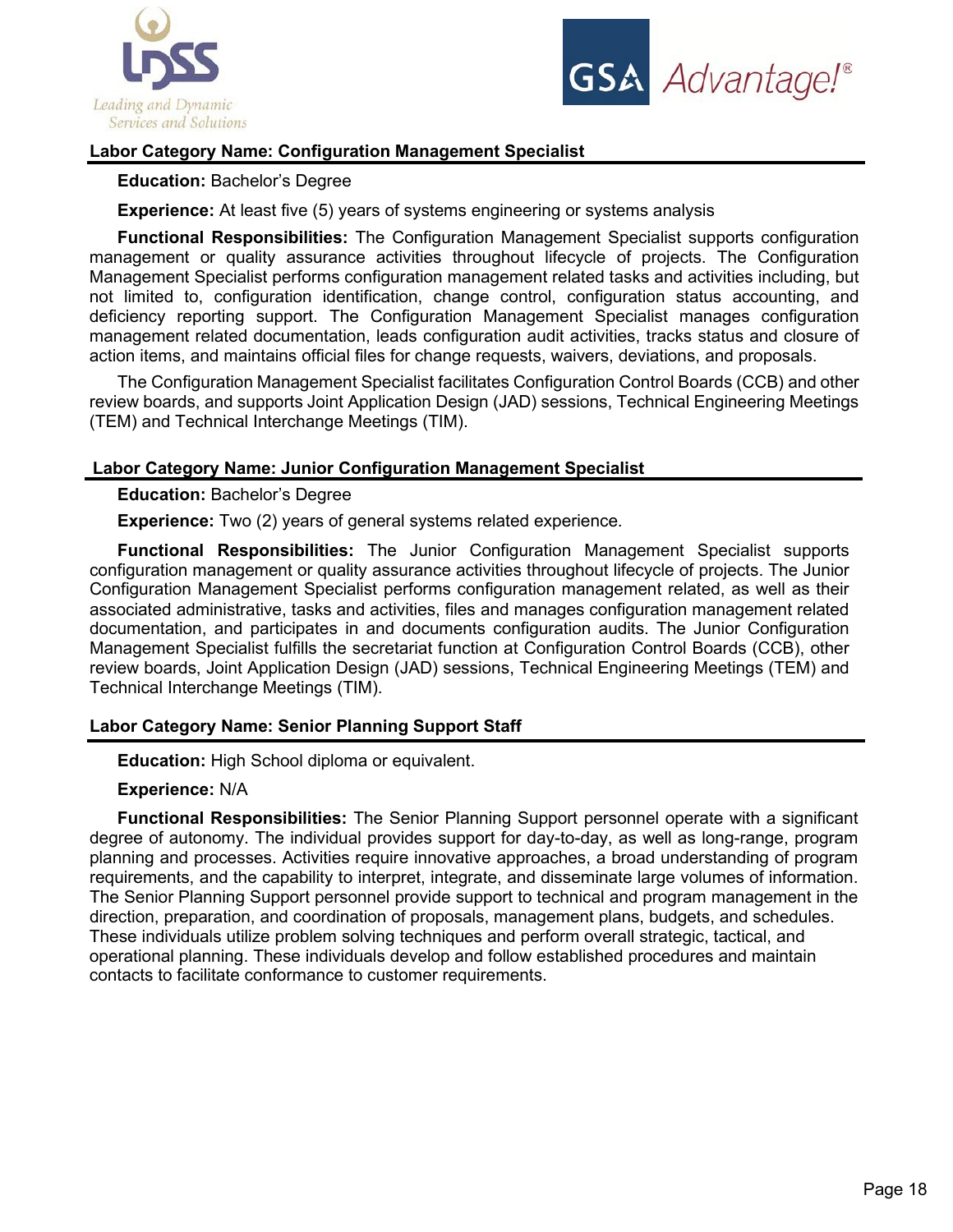### Labor Category Name: Configuration Management Specialist

**Education:** Bachelor's Degree

**Experience:** At least five (5) years of systems engineering or systems analysis

**Functional Responsibilities:** The Configuration Management Specialist supports configuration management or quality assurance activities throughout lifecycle of projects. The Configuration Management Specialist performs configuration management related tasks and activities including, but not limited to, configuration identification, change control, configuration status accounting, and deficiency reporting support. The Configuration Management Specialist manages configuration management related documentation, leads configuration audit activities, tracks status and closure of action items, and maintains official files for change requests, waivers, deviations, and proposals.

The Configuration Management Specialist facilitates Configuration Control Boards (CCB) and other review boards, and supports Joint Application Design (JAD) sessions, Technical Engineering Meetings (TEM) and Technical Interchange Meetings (TIM).

### Labor Category Name: Junior Configuration Management Specialist

**Education:** Bachelor's Degree

**Experience:** Two (2) years of general systems related experience.

**Functional Responsibilities:** The Junior Configuration Management Specialist supports configuration management or quality assurance activities throughout lifecycle of projects. The Junior Configuration Management Specialist performs configuration management related, as well as their associated administrative, tasks and activities, files and manages configuration management related documentation, and participates in and documents configuration audits. The Junior Configuration Management Specialist fulfills the secretariat function at Configuration Control Boards (CCB), other review boards, Joint Application Design (JAD) sessions, Technical Engineering Meetings (TEM) and Technical Interchange Meetings (TIM).

### Labor Category Name: Senior Planning Support Staff

**Education:** High School diploma or equivalent.

**Experience:** N/A

**Functional Responsibilities:** The Senior Planning Support personnel operate with a significant degree of autonomy. The individual provides support for day-to-day, as well as long-range, program planning and processes. Activities require innovative approaches, a broad understanding of program requirements, and the capability to interpret, integrate, and disseminate large volumes of information. The Senior Planning Support personnel provide support to technical and program management in the direction, preparation, and coordination of proposals, management plans, budgets, and schedules. These individuals utilize problem solving techniques and perform overall strategic, tactical, and operational planning. These individuals develop and follow established procedures and maintain contacts to facilitate conformance to customer requirements.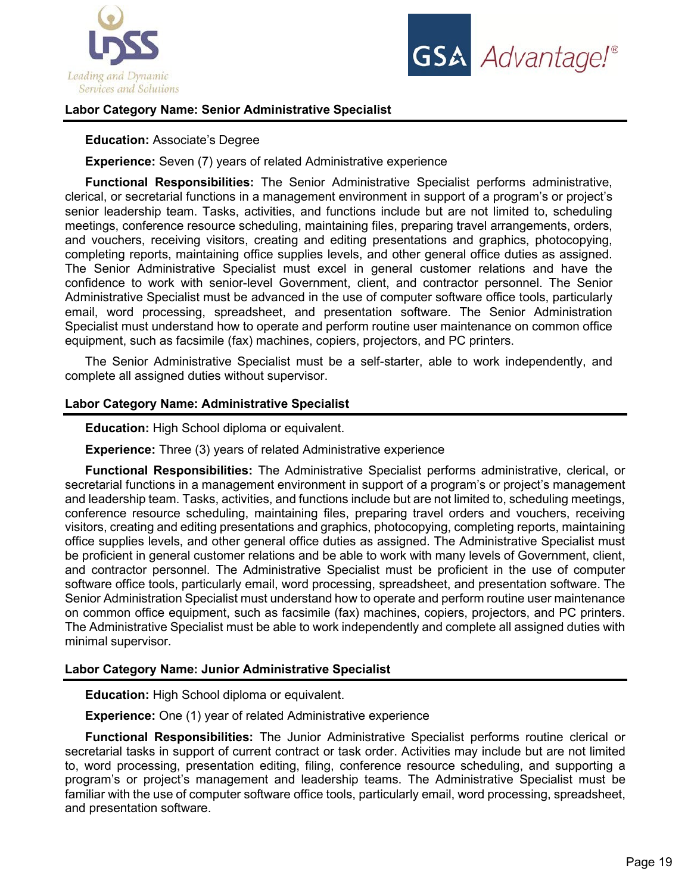## Labor Category Name: Senior Administrative Specialist

**Education:** Associate's Degree

**Experience:** Seven (7) years of related Administrative experience

**Functional Responsibilities:** The Senior Administrative Specialist performs administrative, clerical, or secretarial functions in a management environment in support of a program's or project's senior leadership team. Tasks, activities, and functions include but are not limited to, scheduling meetings, conference resource scheduling, maintaining files, preparing travel arrangements, orders, and vouchers, receiving visitors, creating and editing presentations and graphics, photocopying, completing reports, maintaining office supplies levels, and other general office duties as assigned. The Senior Administrative Specialist must excel in general customer relations and have the confidence to work with senior-level Government, client, and contractor personnel. The Senior Administrative Specialist must be advanced in the use of computer software office tools, particularly email, word processing, spreadsheet, and presentation software. The Senior Administration Specialist must understand how to operate and perform routine user maintenance on common office equipment, such as facsimile (fax) machines, copiers, projectors, and PC printers.

The Senior Administrative Specialist must be a self-starter, able to work independently, and complete all assigned duties without supervisor.

## Labor Category Name: Administrative Specialist

**Education:** High School diploma or equivalent.

**Experience:** Three (3) years of related Administrative experience

**Functional Responsibilities:** The Administrative Specialist performs administrative, clerical, or secretarial functions in a management environment in support of a program's or project's management and leadership team. Tasks, activities, and functions include but are not limited to, scheduling meetings, conference resource scheduling, maintaining files, preparing travel orders and vouchers, receiving visitors, creating and editing presentations and graphics, photocopying, completing reports, maintaining office supplies levels, and other general office duties as assigned. The Administrative Specialist must be proficient in general customer relations and be able to work with many levels of Government, client, and contractor personnel. The Administrative Specialist must be proficient in the use of computer software office tools, particularly email, word processing, spreadsheet, and presentation software. The Senior Administration Specialist must understand how to operate and perform routine user maintenance on common office equipment, such as facsimile (fax) machines, copiers, projectors, and PC printers. The Administrative Specialist must be able to work independently and complete all assigned duties with minimal supervisor.

## Labor Category Name: Junior Administrative Specialist

**Education:** High School diploma or equivalent.

**Experience:** One (1) year of related Administrative experience

**Functional Responsibilities:** The Junior Administrative Specialist performs routine clerical or secretarial tasks in support of current contract or task order. Activities may include but are not limited to, word processing, presentation editing, filing, conference resource scheduling, and supporting a program's or project's management and leadership teams. The Administrative Specialist must be familiar with the use of computer software office tools, particularly email, word processing, spreadsheet, and presentation software.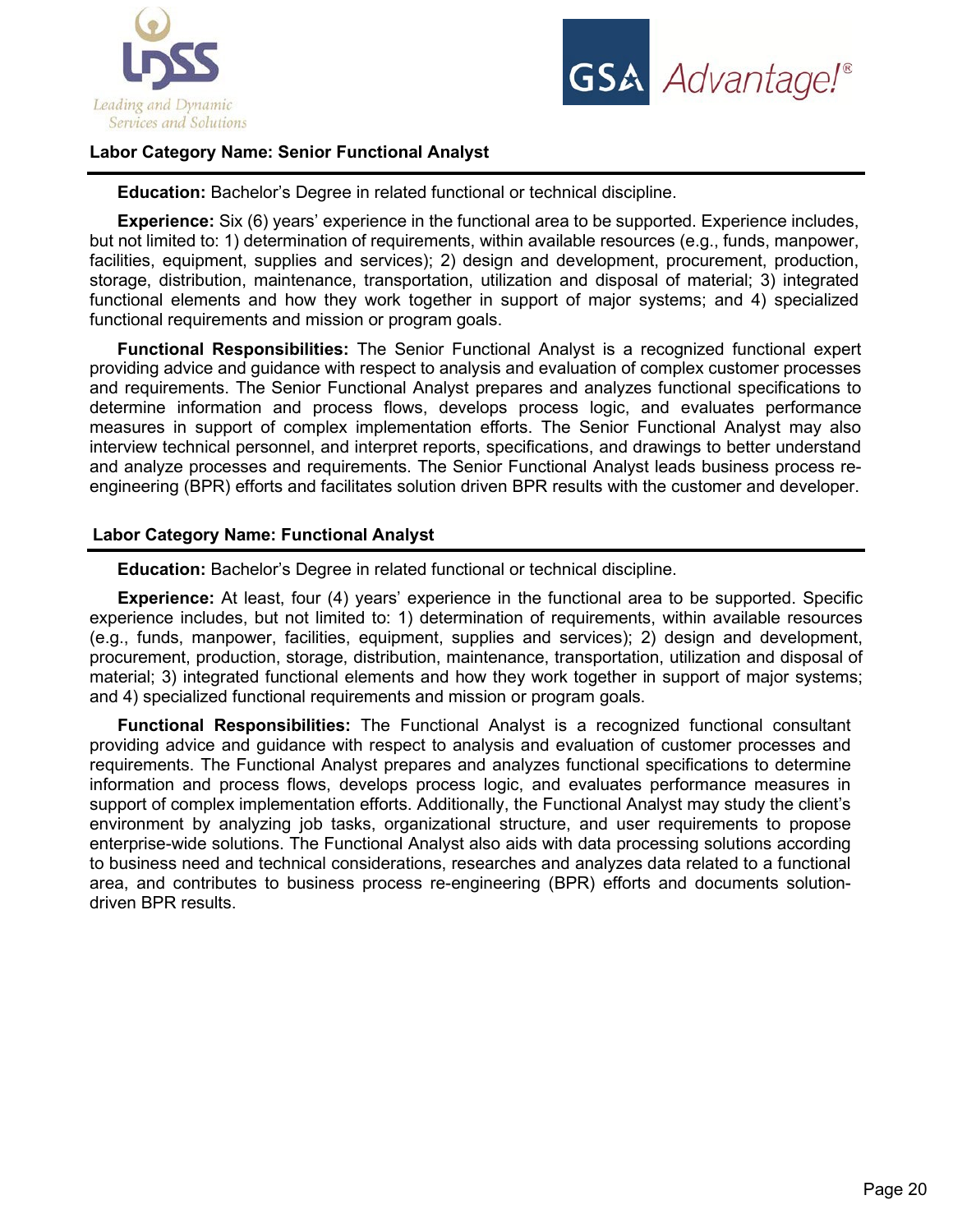**Labor Category Name: Senior Functional Analyst**

**Education:** Bachelor's Degree in related functional or technical discipline.

**Experience:** Six (6) years' experience in the functional area to be supported. Experience includes, but not limited to: 1) determination of requirements, within available resources (e.g., funds, manpower, facilities, equipment, supplies and services); 2) design and development, procurement, production, storage, distribution, maintenance, transportation, utilization and disposal of material; 3) integrated functional elements and how they work together in support of major systems; and 4) specialized functional requirements and mission or program goals.

**Functional Responsibilities:** The Senior Functional Analyst is a recognized functional expert providing advice and guidance with respect to analysis and evaluation of complex customer processes and requirements. The Senior Functional Analyst prepares and analyzes functional specifications to determine information and process flows, develops process logic, and evaluates performance measures in support of complex implementation efforts. The Senior Functional Analyst may also interview technical personnel, and interpret reports, specifications, and drawings to better understand and analyze processes and requirements. The Senior Functional Analyst leads business process re-engineering (BPR) efforts and facilitates solution driven BPR results with the customer and developer.

**Labor Category Name: Functional Analyst**

**Education:** Bachelor's Degree in related functional or technical discipline.

**Experience:** At least, four (4) years' experience in the functional area to be supported. Specific experience includes, but not limited to: 1) determination of requirements, within available resources (e.g., funds, manpower, facilities, equipment, supplies and services); 2) design and development, procurement, production, storage, distribution, maintenance, transportation, utilization and disposal of material; 3) integrated functional elements and how they work together in support of major systems; and 4) specialized functional requirements and mission or program goals.

**Functional Responsibilities:** The Functional Analyst is a recognized functional consultant providing advice and guidance with respect to analysis and evaluation of customer processes and requirements. The Functional Analyst prepares and analyzes functional specifications to determine information and process flows, develops process logic, and evaluates performance measures in support of complex implementation efforts. Additionally, the Functional Analyst may study the client's environment by analyzing job tasks, organizational structure, and user requirements to propose enterprise-wide solutions. The Functional Analyst also aids with data processing solutions according to business need and technical considerations, researches and analyzes data related to a functional area, and contributes to business process re-engineering (BPR) efforts and documents solution-driven BPR results.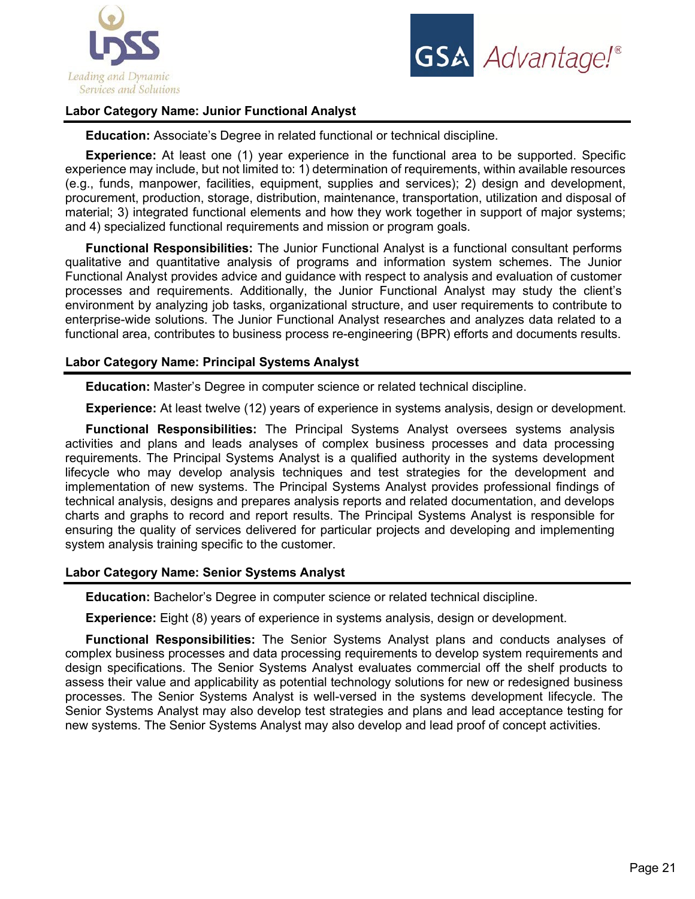## Labor Category Name: Junior Functional Analyst

**Education:** Associate's Degree in related functional or technical discipline.

**Experience:** At least one (1) year experience in the functional area to be supported. Specific experience may include, but not limited to: 1) determination of requirements, within available resources (e.g., funds, manpower, facilities, equipment, supplies and services); 2) design and development, procurement, production, storage, distribution, maintenance, transportation, utilization and disposal of material; 3) integrated functional elements and how they work together in support of major systems; and 4) specialized functional requirements and mission or program goals.

**Functional Responsibilities:** The Junior Functional Analyst is a functional consultant performs qualitative and quantitative analysis of programs and information system schemes. The Junior Functional Analyst provides advice and guidance with respect to analysis and evaluation of customer processes and requirements. Additionally, the Junior Functional Analyst may study the client's environment by analyzing job tasks, organizational structure, and user requirements to contribute to enterprise-wide solutions. The Junior Functional Analyst researches and analyzes data related to a functional area, contributes to business process re-engineering (BPR) efforts and documents results.

## Labor Category Name: Principal Systems Analyst

**Education:** Master's Degree in computer science or related technical discipline.

**Experience:** At least twelve (12) years of experience in systems analysis, design or development.

**Functional Responsibilities:** The Principal Systems Analyst oversees systems analysis activities and plans and leads analyses of complex business processes and data processing requirements. The Principal Systems Analyst is a qualified authority in the systems development lifecycle who may develop analysis techniques and test strategies for the development and implementation of new systems. The Principal Systems Analyst provides professional findings of technical analysis, designs and prepares analysis reports and related documentation, and develops charts and graphs to record and report results. The Principal Systems Analyst is responsible for ensuring the quality of services delivered for particular projects and developing and implementing system analysis training specific to the customer.

## Labor Category Name: Senior Systems Analyst

**Education:** Bachelor's Degree in computer science or related technical discipline.

**Experience:** Eight (8) years of experience in systems analysis, design or development.

**Functional Responsibilities:** The Senior Systems Analyst plans and conducts analyses of complex business processes and data processing requirements to develop system requirements and design specifications. The Senior Systems Analyst evaluates commercial off the shelf products to assess their value and applicability as potential technology solutions for new or redesigned business processes. The Senior Systems Analyst is well-versed in the systems development lifecycle. The Senior Systems Analyst may also develop test strategies and plans and lead acceptance testing for new systems. The Senior Systems Analyst may also develop and lead proof of concept activities.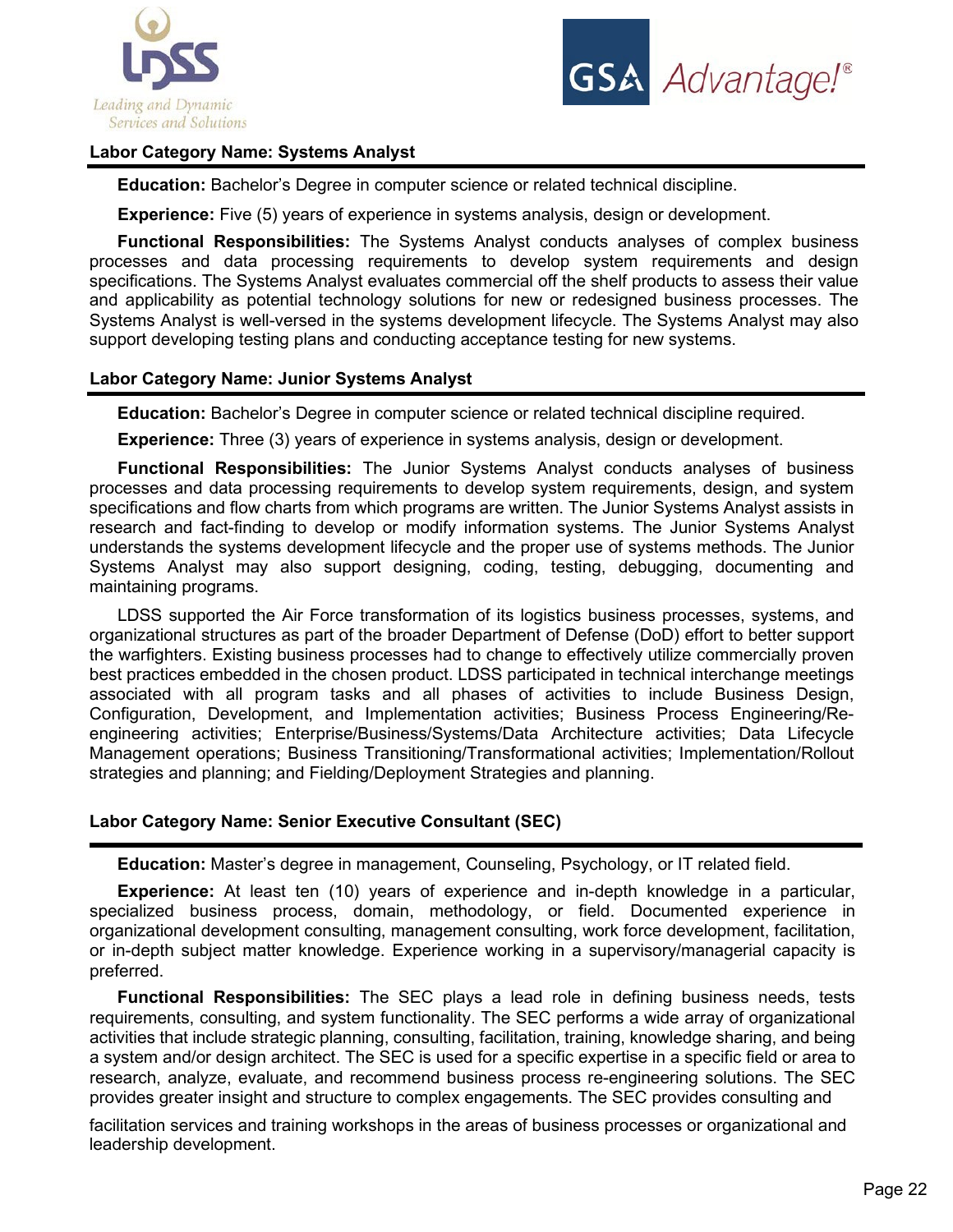**Labor Category Name: Systems Analyst**

**Education:** Bachelor's Degree in computer science or related technical discipline.

**Experience:** Five (5) years of experience in systems analysis, design or development.

**Functional Responsibilities:** The Systems Analyst conducts analyses of complex business processes and data processing requirements to develop system requirements and design specifications. The Systems Analyst evaluates commercial off the shelf products to assess their value and applicability as potential technology solutions for new or redesigned business processes. The Systems Analyst is well-versed in the systems development lifecycle. The Systems Analyst may also support developing testing plans and conducting acceptance testing for new systems.

**Labor Category Name: Junior Systems Analyst**

**Education:** Bachelor's Degree in computer science or related technical discipline required.

**Experience:** Three (3) years of experience in systems analysis, design or development.

**Functional Responsibilities:** The Junior Systems Analyst conducts analyses of business processes and data processing requirements to develop system requirements, design, and system specifications and flow charts from which programs are written. The Junior Systems Analyst assists in research and fact-finding to develop or modify information systems. The Junior Systems Analyst understands the systems development lifecycle and the proper use of systems methods. The Junior Systems Analyst may also support designing, coding, testing, debugging, documenting and maintaining programs.

LDSS supported the Air Force transformation of its logistics business processes, systems, and organizational structures as part of the broader Department of Defense (DoD) effort to better support the warfighters. Existing business processes had to change to effectively utilize commercially proven best practices embedded in the chosen product. LDSS participated in technical interchange meetings associated with all program tasks and all phases of activities to include Business Design, Configuration, Development, and Implementation activities; Business Process Engineering/Re-engineering activities; Enterprise/Business/Systems/Data Architecture activities; Data Lifecycle Management operations; Business Transitioning/Transformational activities; Implementation/Rollout strategies and planning; and Fielding/Deployment Strategies and planning.

**Labor Category Name: Senior Executive Consultant (SEC)**

**Education:** Master's degree in management, Counseling, Psychology, or IT related field.

**Experience:** At least ten (10) years of experience and in-depth knowledge in a particular, specialized business process, domain, methodology, or field. Documented experience in organizational development consulting, management consulting, work force development, facilitation, or in-depth subject matter knowledge. Experience working in a supervisory/managerial capacity is preferred.

**Functional Responsibilities:** The SEC plays a lead role in defining business needs, tests requirements, consulting, and system functionality. The SEC performs a wide array of organizational activities that include strategic planning, consulting, facilitation, training, knowledge sharing, and being a system and/or design architect. The SEC is used for a specific expertise in a specific field or area to research, analyze, evaluate, and recommend business process re-engineering solutions. The SEC provides greater insight and structure to complex engagements. The SEC provides consulting and facilitation services and training workshops in the areas of business processes or organizational and leadership development.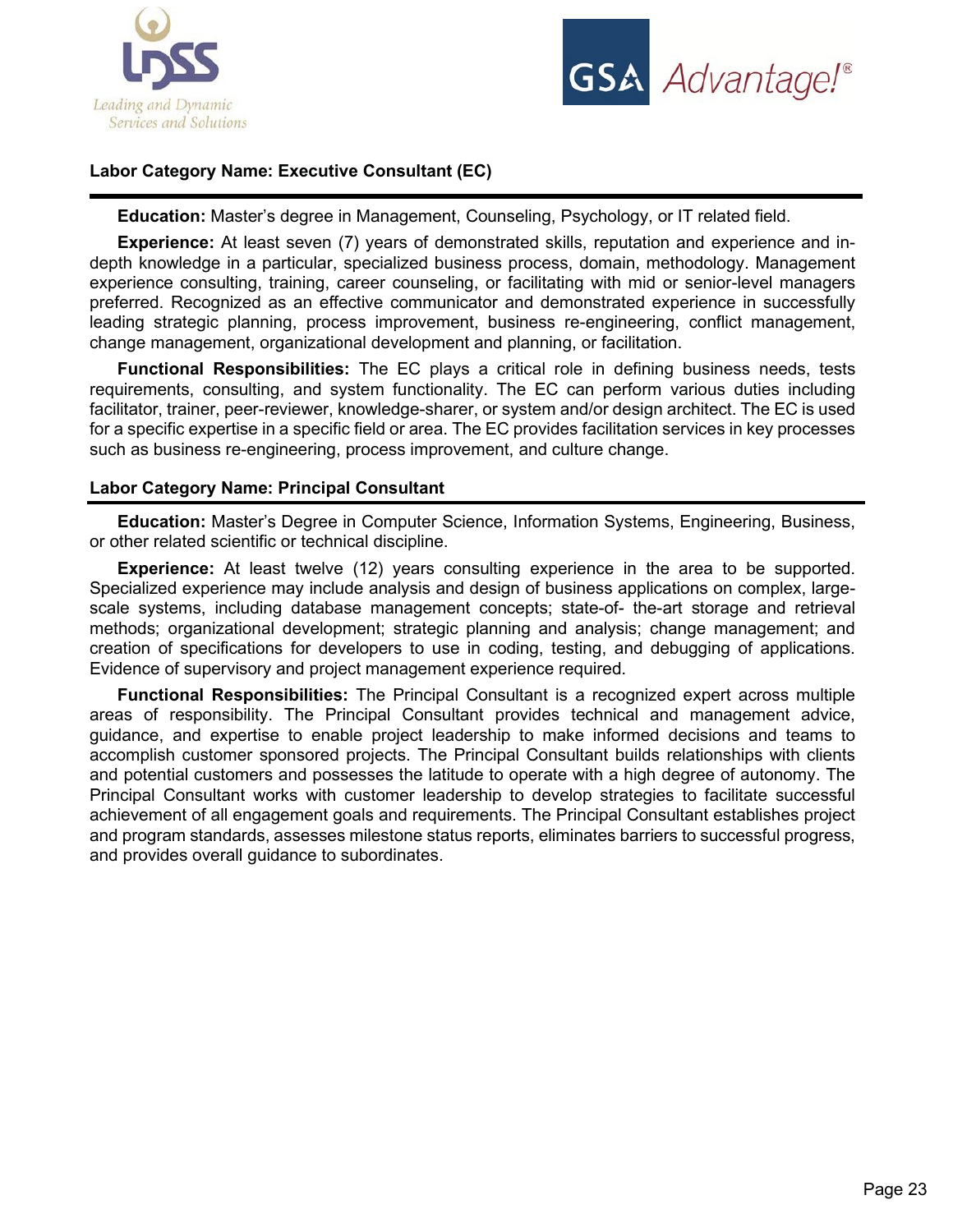## Labor Category Name: Executive Consultant (EC)

**Education:** Master's degree in Management, Counseling, Psychology, or IT related field.

**Experience:** At least seven (7) years of demonstrated skills, reputation and experience and in-depth knowledge in a particular, specialized business process, domain, methodology. Management experience consulting, training, career counseling, or facilitating with mid or senior-level managers preferred. Recognized as an effective communicator and demonstrated experience in successfully leading strategic planning, process improvement, business re-engineering, conflict management, change management, organizational development and planning, or facilitation.

**Functional Responsibilities:** The EC plays a critical role in defining business needs, tests requirements, consulting, and system functionality. The EC can perform various duties including facilitator, trainer, peer-reviewer, knowledge-sharer, or system and/or design architect. The EC is used for a specific expertise in a specific field or area. The EC provides facilitation services in key processes such as business re-engineering, process improvement, and culture change.

## Labor Category Name: Principal Consultant

**Education:** Master's Degree in Computer Science, Information Systems, Engineering, Business, or other related scientific or technical discipline.

**Experience:** At least twelve (12) years consulting experience in the area to be supported. Specialized experience may include analysis and design of business applications on complex, large-scale systems, including database management concepts; state-of- the-art storage and retrieval methods; organizational development; strategic planning and analysis; change management; and creation of specifications for developers to use in coding, testing, and debugging of applications. Evidence of supervisory and project management experience required.

**Functional Responsibilities:** The Principal Consultant is a recognized expert across multiple areas of responsibility. The Principal Consultant provides technical and management advice, guidance, and expertise to enable project leadership to make informed decisions and teams to accomplish customer sponsored projects. The Principal Consultant builds relationships with clients and potential customers and possesses the latitude to operate with a high degree of autonomy. The Principal Consultant works with customer leadership to develop strategies to facilitate successful achievement of all engagement goals and requirements. The Principal Consultant establishes project and program standards, assesses milestone status reports, eliminates barriers to successful progress, and provides overall guidance to subordinates.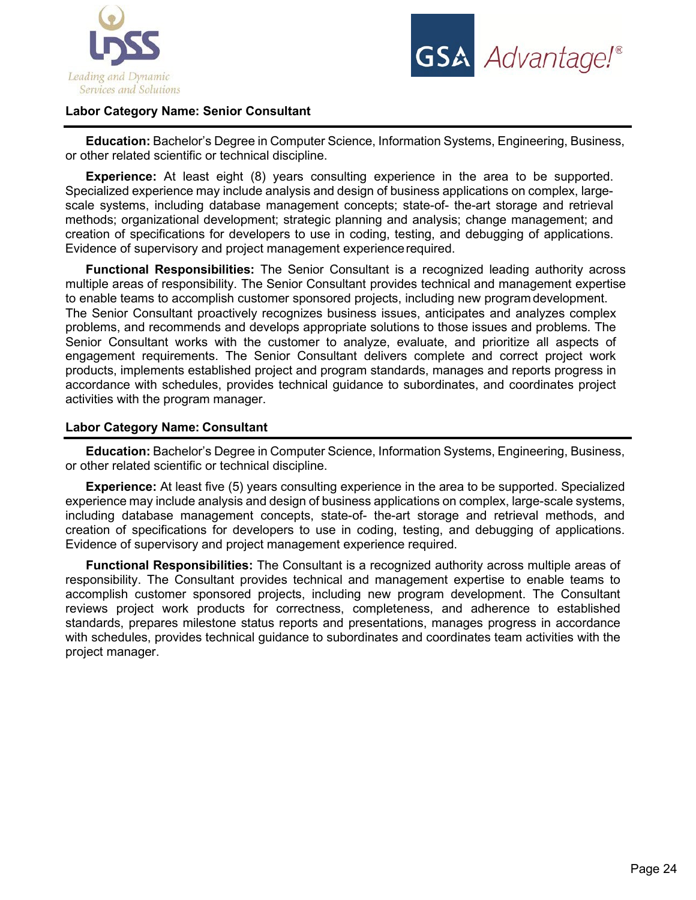### Labor Category Name: Senior Consultant

**Education:** Bachelor's Degree in Computer Science, Information Systems, Engineering, Business, or other related scientific or technical discipline.

**Experience:** At least eight (8) years consulting experience in the area to be supported. Specialized experience may include analysis and design of business applications on complex, large-scale systems, including database management concepts; state-of- the-art storage and retrieval methods; organizational development; strategic planning and analysis; change management; and creation of specifications for developers to use in coding, testing, and debugging of applications. Evidence of supervisory and project management experience required.

**Functional Responsibilities:** The Senior Consultant is a recognized leading authority across multiple areas of responsibility. The Senior Consultant provides technical and management expertise to enable teams to accomplish customer sponsored projects, including new program development. The Senior Consultant proactively recognizes business issues, anticipates and analyzes complex problems, and recommends and develops appropriate solutions to those issues and problems. The Senior Consultant works with the customer to analyze, evaluate, and prioritize all aspects of engagement requirements. The Senior Consultant delivers complete and correct project work products, implements established project and program standards, manages and reports progress in accordance with schedules, provides technical guidance to subordinates, and coordinates project activities with the program manager.

### Labor Category Name: Consultant

**Education:** Bachelor's Degree in Computer Science, Information Systems, Engineering, Business, or other related scientific or technical discipline.

**Experience:** At least five (5) years consulting experience in the area to be supported. Specialized experience may include analysis and design of business applications on complex, large-scale systems, including database management concepts, state-of- the-art storage and retrieval methods, and creation of specifications for developers to use in coding, testing, and debugging of applications. Evidence of supervisory and project management experience required.

**Functional Responsibilities:** The Consultant is a recognized authority across multiple areas of responsibility. The Consultant provides technical and management expertise to enable teams to accomplish customer sponsored projects, including new program development. The Consultant reviews project work products for correctness, completeness, and adherence to established standards, prepares milestone status reports and presentations, manages progress in accordance with schedules, provides technical guidance to subordinates and coordinates team activities with the project manager.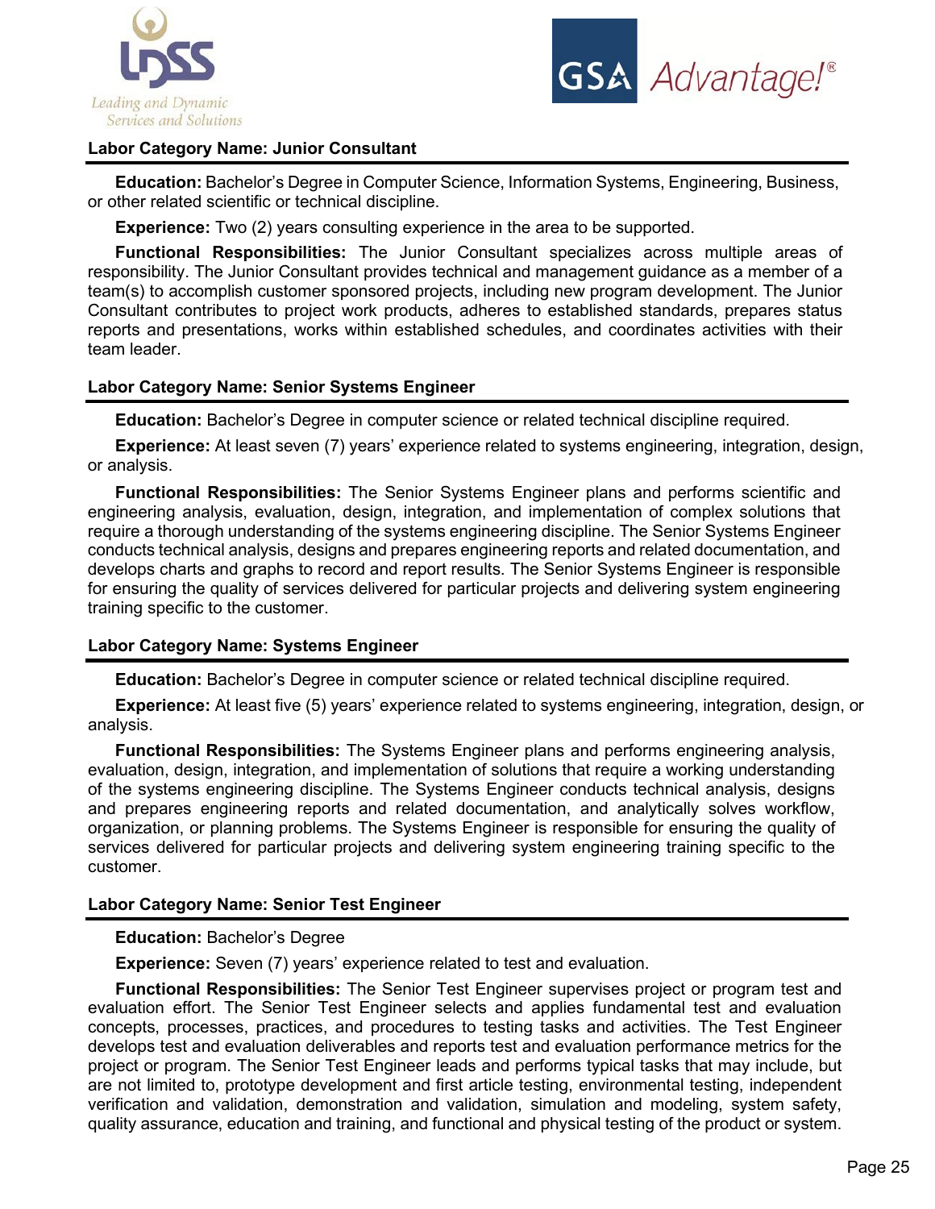### Labor Category Name: Junior Consultant

**Education:** Bachelor's Degree in Computer Science, Information Systems, Engineering, Business, or other related scientific or technical discipline.

**Experience:** Two (2) years consulting experience in the area to be supported.

**Functional Responsibilities:** The Junior Consultant specializes across multiple areas of responsibility. The Junior Consultant provides technical and management guidance as a member of a team(s) to accomplish customer sponsored projects, including new program development. The Junior Consultant contributes to project work products, adheres to established standards, prepares status reports and presentations, works within established schedules, and coordinates activities with their team leader.

### Labor Category Name: Senior Systems Engineer

**Education:** Bachelor's Degree in computer science or related technical discipline required.

**Experience:** At least seven (7) years' experience related to systems engineering, integration, design, or analysis.

**Functional Responsibilities:** The Senior Systems Engineer plans and performs scientific and engineering analysis, evaluation, design, integration, and implementation of complex solutions that require a thorough understanding of the systems engineering discipline. The Senior Systems Engineer conducts technical analysis, designs and prepares engineering reports and related documentation, and develops charts and graphs to record and report results. The Senior Systems Engineer is responsible for ensuring the quality of services delivered for particular projects and delivering system engineering training specific to the customer.

### Labor Category Name: Systems Engineer

**Education:** Bachelor's Degree in computer science or related technical discipline required.

**Experience:** At least five (5) years' experience related to systems engineering, integration, design, or analysis.

**Functional Responsibilities:** The Systems Engineer plans and performs engineering analysis, evaluation, design, integration, and implementation of solutions that require a working understanding of the systems engineering discipline. The Systems Engineer conducts technical analysis, designs and prepares engineering reports and related documentation, and analytically solves workflow, organization, or planning problems. The Systems Engineer is responsible for ensuring the quality of services delivered for particular projects and delivering system engineering training specific to the customer.

### Labor Category Name: Senior Test Engineer

**Education:** Bachelor's Degree

**Experience:** Seven (7) years' experience related to test and evaluation.

**Functional Responsibilities:** The Senior Test Engineer supervises project or program test and evaluation effort. The Senior Test Engineer selects and applies fundamental test and evaluation concepts, processes, practices, and procedures to testing tasks and activities. The Test Engineer develops test and evaluation deliverables and reports test and evaluation performance metrics for the project or program. The Senior Test Engineer leads and performs typical tasks that may include, but are not limited to, prototype development and first article testing, environmental testing, independent verification and validation, demonstration and validation, simulation and modeling, system safety, quality assurance, education and training, and functional and physical testing of the product or system.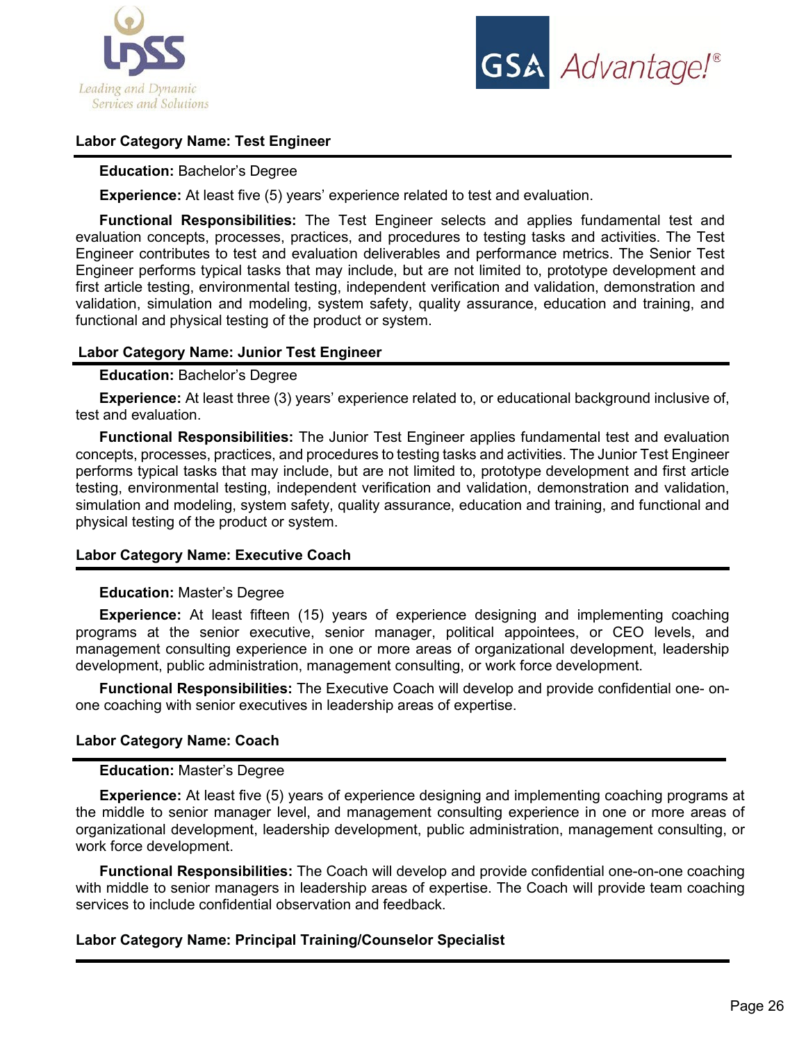**Labor Category Name: Test Engineer**

**Education:** Bachelor's Degree

**Experience:** At least five (5) years' experience related to test and evaluation.

**Functional Responsibilities:** The Test Engineer selects and applies fundamental test and evaluation concepts, processes, practices, and procedures to testing tasks and activities. The Test Engineer contributes to test and evaluation deliverables and performance metrics. The Senior Test Engineer performs typical tasks that may include, but are not limited to, prototype development and first article testing, environmental testing, independent verification and validation, demonstration and validation, simulation and modeling, system safety, quality assurance, education and training, and functional and physical testing of the product or system.

**Labor Category Name: Junior Test Engineer**

**Education:** Bachelor's Degree

**Experience:** At least three (3) years' experience related to, or educational background inclusive of, test and evaluation.

**Functional Responsibilities:** The Junior Test Engineer applies fundamental test and evaluation concepts, processes, practices, and procedures to testing tasks and activities. The Junior Test Engineer performs typical tasks that may include, but are not limited to, prototype development and first article testing, environmental testing, independent verification and validation, demonstration and validation, simulation and modeling, system safety, quality assurance, education and training, and functional and physical testing of the product or system.

**Labor Category Name: Executive Coach**

**Education:** Master's Degree

**Experience:** At least fifteen (15) years of experience designing and implementing coaching programs at the senior executive, senior manager, political appointees, or CEO levels, and management consulting experience in one or more areas of organizational development, leadership development, public administration, management consulting, or work force development.

**Functional Responsibilities:** The Executive Coach will develop and provide confidential one- on-one coaching with senior executives in leadership areas of expertise.

**Labor Category Name: Coach**

**Education:** Master's Degree

**Experience:** At least five (5) years of experience designing and implementing coaching programs at the middle to senior manager level, and management consulting experience in one or more areas of organizational development, leadership development, public administration, management consulting, or work force development.

**Functional Responsibilities:** The Coach will develop and provide confidential one-on-one coaching with middle to senior managers in leadership areas of expertise. The Coach will provide team coaching services to include confidential observation and feedback.

**Labor Category Name: Principal Training/Counselor Specialist**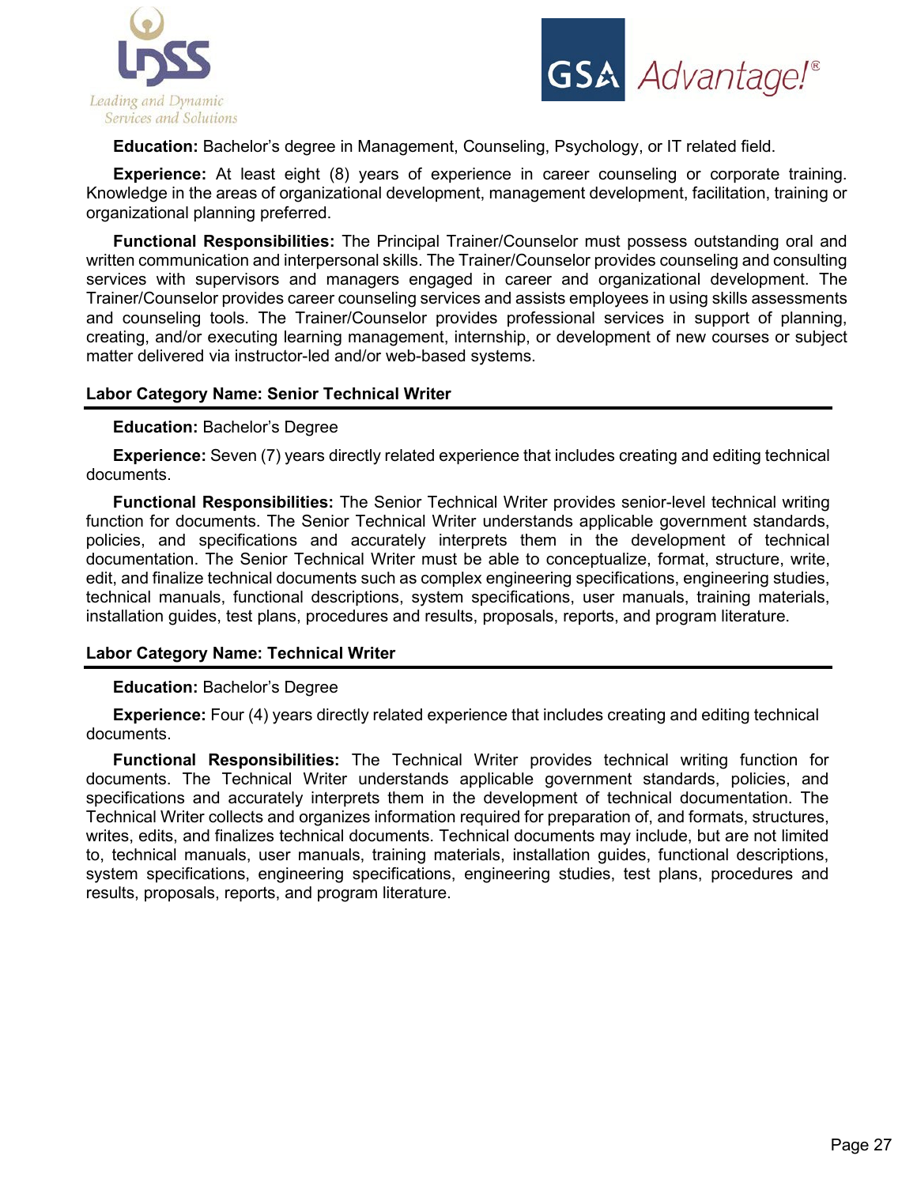**Education:** Bachelor's degree in Management, Counseling, Psychology, or IT related field.

**Experience:** At least eight (8) years of experience in career counseling or corporate training. Knowledge in the areas of organizational development, management development, facilitation, training or organizational planning preferred.

**Functional Responsibilities:** The Principal Trainer/Counselor must possess outstanding oral and written communication and interpersonal skills. The Trainer/Counselor provides counseling and consulting services with supervisors and managers engaged in career and organizational development. The Trainer/Counselor provides career counseling services and assists employees in using skills assessments and counseling tools. The Trainer/Counselor provides professional services in support of planning, creating, and/or executing learning management, internship, or development of new courses or subject matter delivered via instructor-led and/or web-based systems.

### Labor Category Name: Senior Technical Writer

**Education:** Bachelor's Degree

**Experience:** Seven (7) years directly related experience that includes creating and editing technical documents.

**Functional Responsibilities:** The Senior Technical Writer provides senior-level technical writing function for documents. The Senior Technical Writer understands applicable government standards, policies, and specifications and accurately interprets them in the development of technical documentation. The Senior Technical Writer must be able to conceptualize, format, structure, write, edit, and finalize technical documents such as complex engineering specifications, engineering studies, technical manuals, functional descriptions, system specifications, user manuals, training materials, installation guides, test plans, procedures and results, proposals, reports, and program literature.

### Labor Category Name: Technical Writer

**Education:** Bachelor's Degree

**Experience:** Four (4) years directly related experience that includes creating and editing technical documents.

**Functional Responsibilities:** The Technical Writer provides technical writing function for documents. The Technical Writer understands applicable government standards, policies, and specifications and accurately interprets them in the development of technical documentation. The Technical Writer collects and organizes information required for preparation of, and formats, structures, writes, edits, and finalizes technical documents. Technical documents may include, but are not limited to, technical manuals, user manuals, training materials, installation guides, functional descriptions, system specifications, engineering specifications, engineering studies, test plans, procedures and results, proposals, reports, and program literature.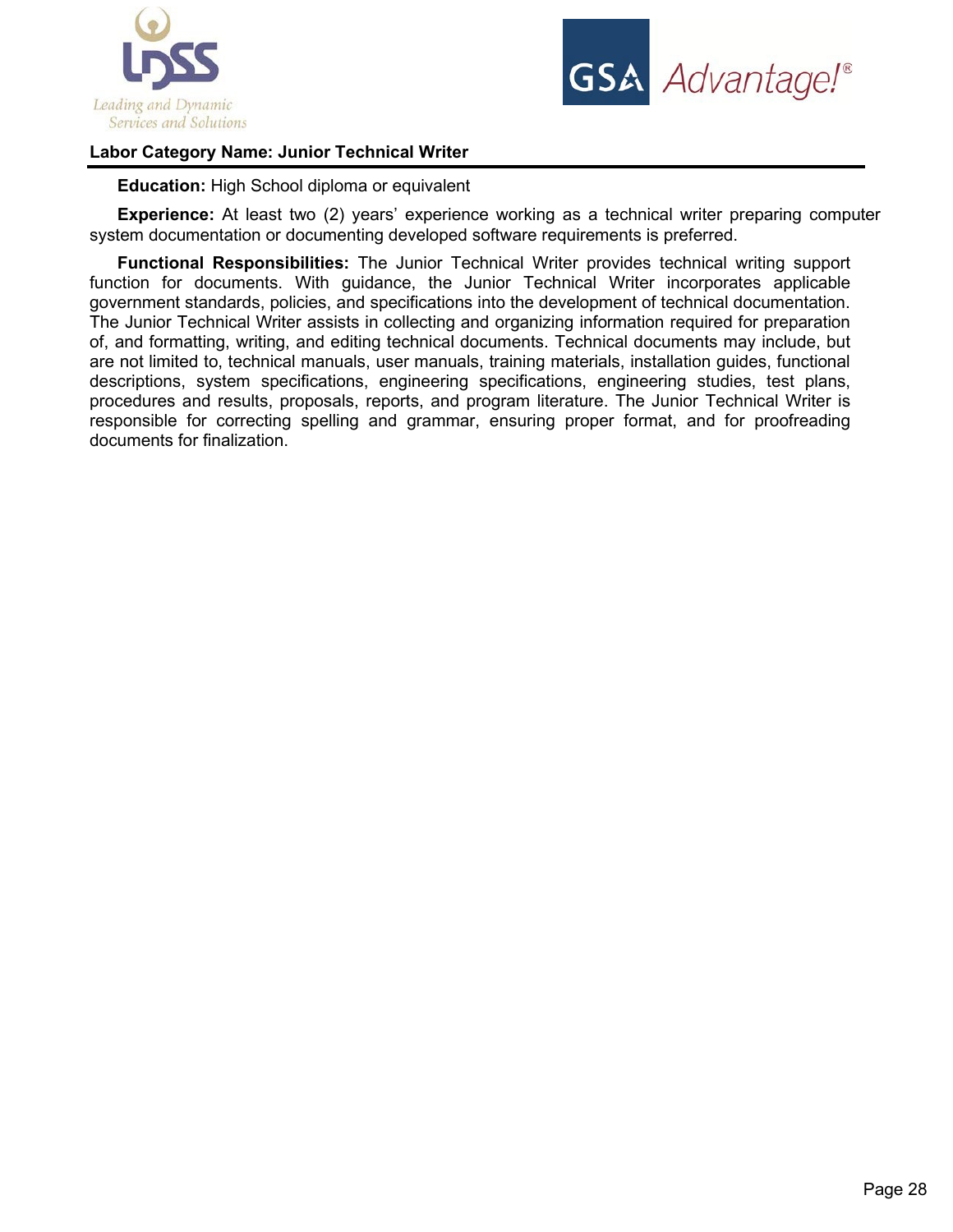**Labor Category Name: Junior Technical Writer**

**Education:** High School diploma or equivalent

**Experience:** At least two (2) years' experience working as a technical writer preparing computer system documentation or documenting developed software requirements is preferred.

**Functional Responsibilities:** The Junior Technical Writer provides technical writing support function for documents. With guidance, the Junior Technical Writer incorporates applicable government standards, policies, and specifications into the development of technical documentation. The Junior Technical Writer assists in collecting and organizing information required for preparation of, and formatting, writing, and editing technical documents. Technical documents may include, but are not limited to, technical manuals, user manuals, training materials, installation guides, functional descriptions, system specifications, engineering specifications, engineering studies, test plans, procedures and results, proposals, reports, and program literature. The Junior Technical Writer is responsible for correcting spelling and grammar, ensuring proper format, and for proofreading documents for finalization.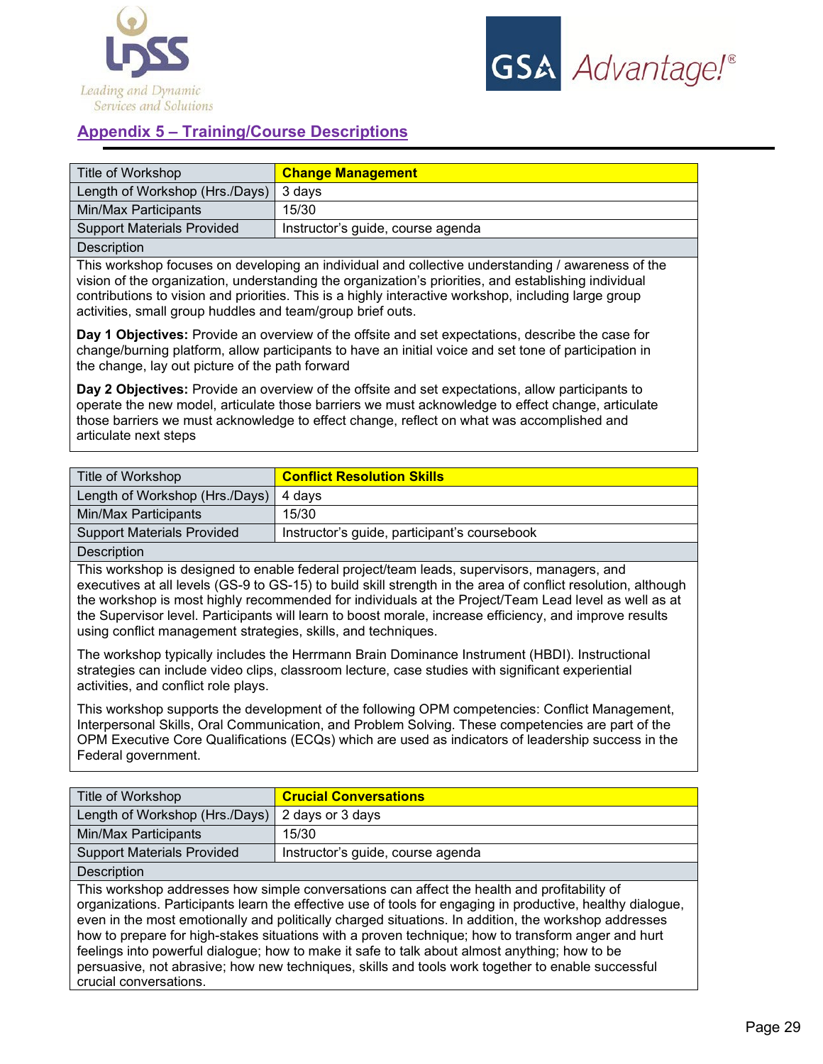## Appendix 5 – Training/Course Descriptions

| Title of Workshop | **Change Management** |
|---|---|
| Length of Workshop (Hrs./Days) | 3 days |
| Min/Max Participants | 15/30 |
| Support Materials Provided | Instructor's guide, course agenda |

**Description**

This workshop focuses on developing an individual and collective understanding / awareness of the vision of the organization, understanding the organization's priorities, and establishing individual contributions to vision and priorities. This is a highly interactive workshop, including large group activities, small group huddles and team/group brief outs.

**Day 1 Objectives:** Provide an overview of the offsite and set expectations, describe the case for change/burning platform, allow participants to have an initial voice and set tone of participation in the change, lay out picture of the path forward

**Day 2 Objectives:** Provide an overview of the offsite and set expectations, allow participants to operate the new model, articulate those barriers we must acknowledge to effect change, articulate those barriers we must acknowledge to effect change, reflect on what was accomplished and articulate next steps

| Title of Workshop | **Conflict Resolution Skills** |
|---|---|
| Length of Workshop (Hrs./Days) | 4 days |
| Min/Max Participants | 15/30 |
| Support Materials Provided | Instructor's guide, participant's coursebook |

**Description**

This workshop is designed to enable federal project/team leads, supervisors, managers, and executives at all levels (GS-9 to GS-15) to build skill strength in the area of conflict resolution, although the workshop is most highly recommended for individuals at the Project/Team Lead level as well as at the Supervisor level. Participants will learn to boost morale, increase efficiency, and improve results using conflict management strategies, skills, and techniques.

The workshop typically includes the Herrmann Brain Dominance Instrument (HBDI). Instructional strategies can include video clips, classroom lecture, case studies with significant experiential activities, and conflict role plays.

This workshop supports the development of the following OPM competencies: Conflict Management, Interpersonal Skills, Oral Communication, and Problem Solving. These competencies are part of the OPM Executive Core Qualifications (ECQs) which are used as indicators of leadership success in the Federal government.

| Title of Workshop | **Crucial Conversations** |
|---|---|
| Length of Workshop (Hrs./Days) | 2 days or 3 days |
| Min/Max Participants | 15/30 |
| Support Materials Provided | Instructor's guide, course agenda |

**Description**

This workshop addresses how simple conversations can affect the health and profitability of organizations. Participants learn the effective use of tools for engaging in productive, healthy dialogue, even in the most emotionally and politically charged situations. In addition, the workshop addresses how to prepare for high-stakes situations with a proven technique; how to transform anger and hurt feelings into powerful dialogue; how to make it safe to talk about almost anything; how to be persuasive, not abrasive; how new techniques, skills and tools work together to enable successful crucial conversations.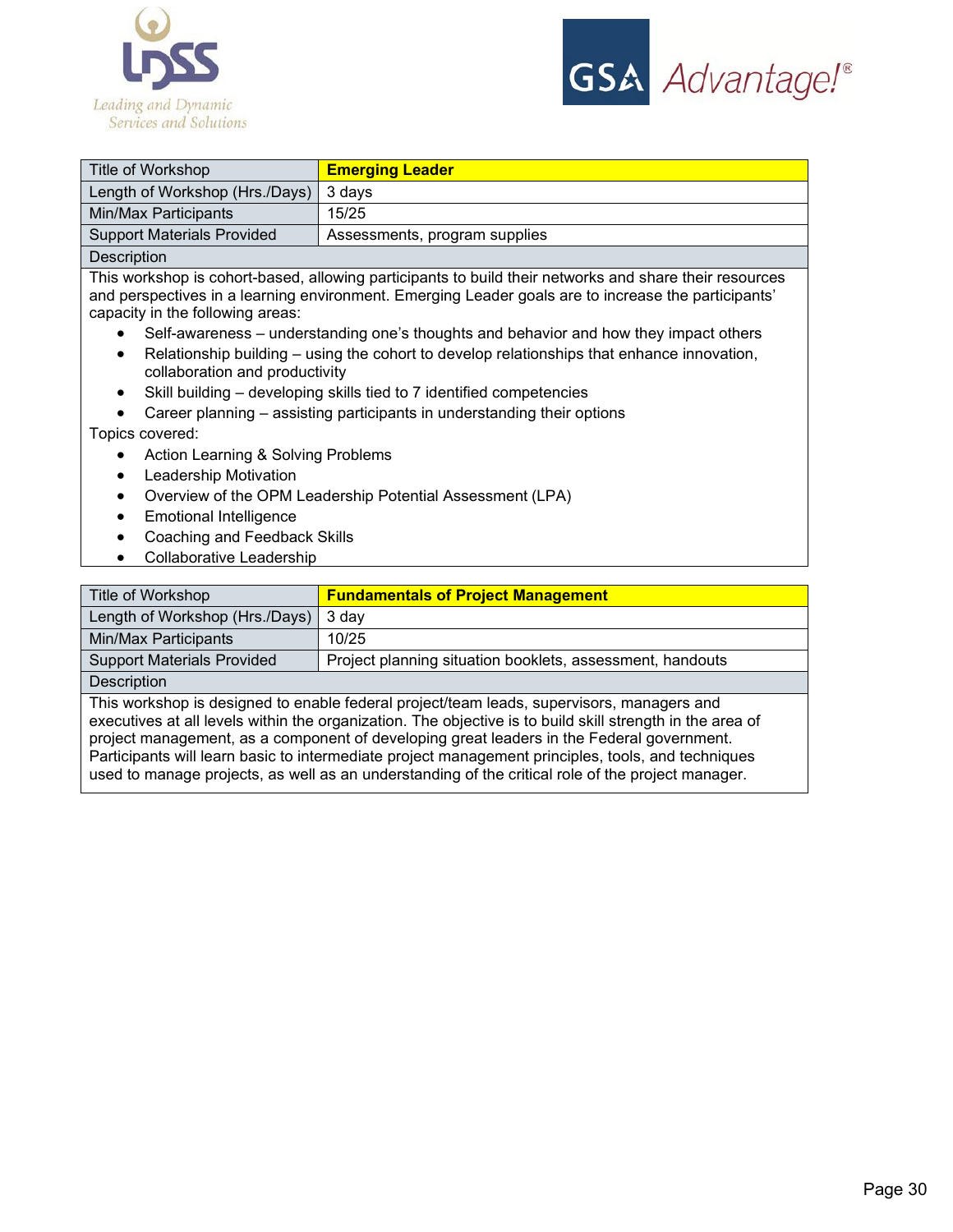| Title of Workshop | **Emerging Leader** |
|---|---|
| Length of Workshop (Hrs./Days) | 3 days |
| Min/Max Participants | 15/25 |
| Support Materials Provided | Assessments, program supplies |

**Description**

This workshop is cohort-based, allowing participants to build their networks and share their resources and perspectives in a learning environment. Emerging Leader goals are to increase the participants' capacity in the following areas:

- Self-awareness – understanding one's thoughts and behavior and how they impact others
- Relationship building – using the cohort to develop relationships that enhance innovation, collaboration and productivity
- Skill building – developing skills tied to 7 identified competencies
- Career planning – assisting participants in understanding their options

Topics covered:

- Action Learning & Solving Problems
- Leadership Motivation
- Overview of the OPM Leadership Potential Assessment (LPA)
- Emotional Intelligence
- Coaching and Feedback Skills
- Collaborative Leadership

| Title of Workshop | **Fundamentals of Project Management** |
|---|---|
| Length of Workshop (Hrs./Days) | 3 day |
| Min/Max Participants | 10/25 |
| Support Materials Provided | Project planning situation booklets, assessment, handouts |

**Description**

This workshop is designed to enable federal project/team leads, supervisors, managers and executives at all levels within the organization. The objective is to build skill strength in the area of project management, as a component of developing great leaders in the Federal government. Participants will learn basic to intermediate project management principles, tools, and techniques used to manage projects, as well as an understanding of the critical role of the project manager.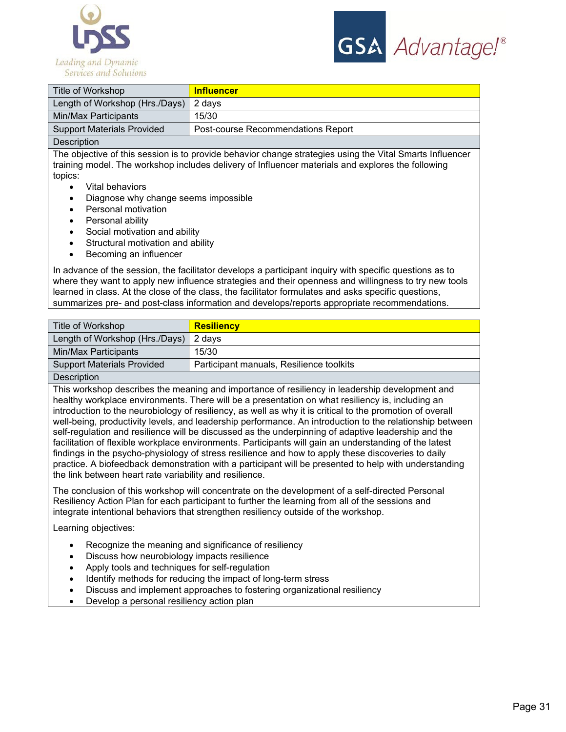| Title of Workshop | **Influencer** |
|---|---|
| Length of Workshop (Hrs./Days) | 2 days |
| Min/Max Participants | 15/30 |
| Support Materials Provided | Post-course Recommendations Report |

**Description**

The objective of this session is to provide behavior change strategies using the Vital Smarts Influencer training model. The workshop includes delivery of Influencer materials and explores the following topics:

- Vital behaviors
- Diagnose why change seems impossible
- Personal motivation
- Personal ability
- Social motivation and ability
- Structural motivation and ability
- Becoming an influencer

In advance of the session, the facilitator develops a participant inquiry with specific questions as to where they want to apply new influence strategies and their openness and willingness to try new tools learned in class. At the close of the class, the facilitator formulates and asks specific questions, summarizes pre- and post-class information and develops/reports appropriate recommendations.

| Title of Workshop | **Resiliency** |
|---|---|
| Length of Workshop (Hrs./Days) | 2 days |
| Min/Max Participants | 15/30 |
| Support Materials Provided | Participant manuals, Resilience toolkits |

**Description**

This workshop describes the meaning and importance of resiliency in leadership development and healthy workplace environments. There will be a presentation on what resiliency is, including an introduction to the neurobiology of resiliency, as well as why it is critical to the promotion of overall well-being, productivity levels, and leadership performance. An introduction to the relationship between self-regulation and resilience will be discussed as the underpinning of adaptive leadership and the facilitation of flexible workplace environments. Participants will gain an understanding of the latest findings in the psycho-physiology of stress resilience and how to apply these discoveries to daily practice. A biofeedback demonstration with a participant will be presented to help with understanding the link between heart rate variability and resilience.

The conclusion of this workshop will concentrate on the development of a self-directed Personal Resiliency Action Plan for each participant to further the learning from all of the sessions and integrate intentional behaviors that strengthen resiliency outside of the workshop.

Learning objectives:

- Recognize the meaning and significance of resiliency
- Discuss how neurobiology impacts resilience
- Apply tools and techniques for self-regulation
- Identify methods for reducing the impact of long-term stress
- Discuss and implement approaches to fostering organizational resiliency
- Develop a personal resiliency action plan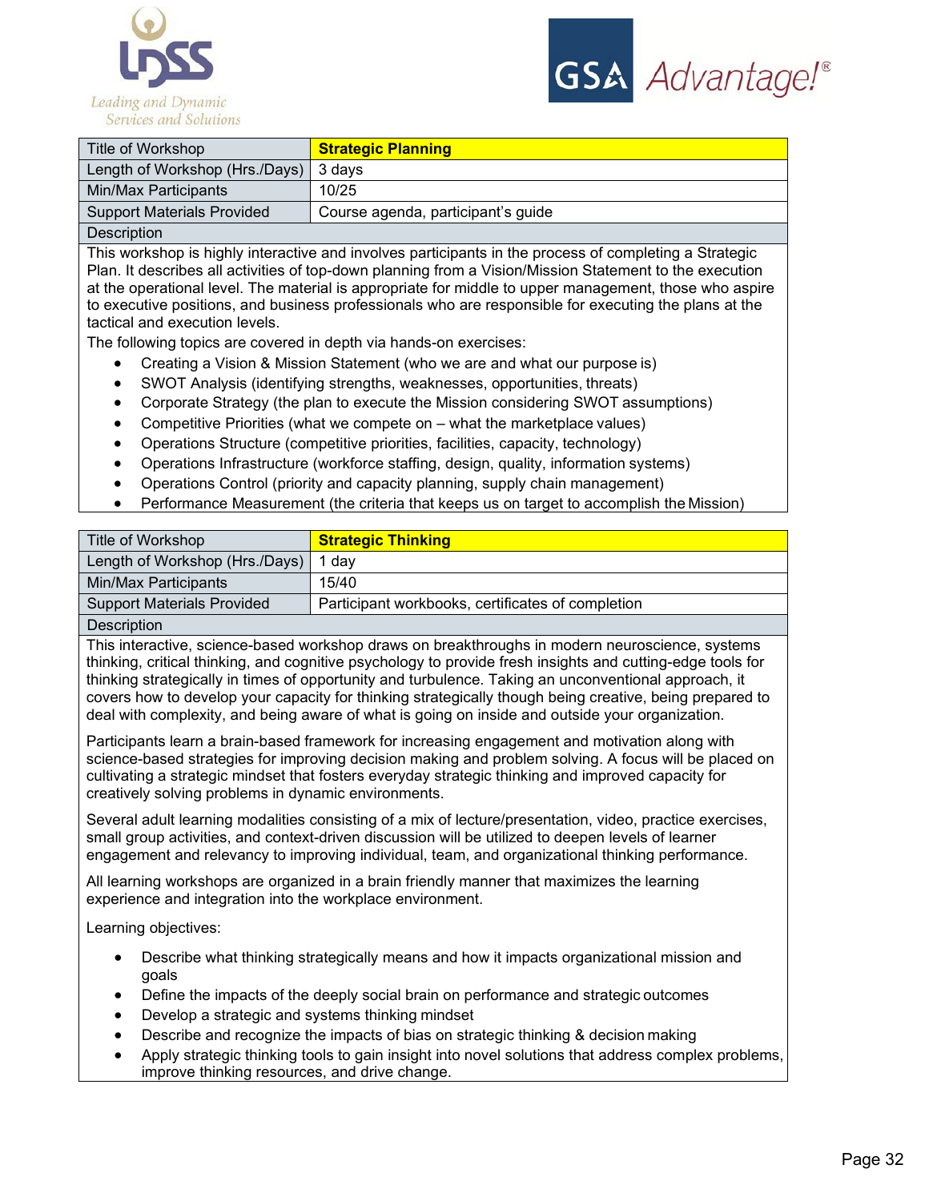| Title of Workshop | **Strategic Planning** |
|---|---|
| Length of Workshop (Hrs./Days) | 3 days |
| Min/Max Participants | 10/25 |
| Support Materials Provided | Course agenda, participant's guide |

**Description**

This workshop is highly interactive and involves participants in the process of completing a Strategic Plan. It describes all activities of top-down planning from a Vision/Mission Statement to the execution at the operational level. The material is appropriate for middle to upper management, those who aspire to executive positions, and business professionals who are responsible for executing the plans at the tactical and execution levels.

The following topics are covered in depth via hands-on exercises:

- Creating a Vision & Mission Statement (who we are and what our purpose is)
- SWOT Analysis (identifying strengths, weaknesses, opportunities, threats)
- Corporate Strategy (the plan to execute the Mission considering SWOT assumptions)
- Competitive Priorities (what we compete on – what the marketplace values)
- Operations Structure (competitive priorities, facilities, capacity, technology)
- Operations Infrastructure (workforce staffing, design, quality, information systems)
- Operations Control (priority and capacity planning, supply chain management)
- Performance Measurement (the criteria that keeps us on target to accomplish the Mission)

| Title of Workshop | **Strategic Thinking** |
|---|---|
| Length of Workshop (Hrs./Days) | 1 day |
| Min/Max Participants | 15/40 |
| Support Materials Provided | Participant workbooks, certificates of completion |

**Description**

This interactive, science-based workshop draws on breakthroughs in modern neuroscience, systems thinking, critical thinking, and cognitive psychology to provide fresh insights and cutting-edge tools for thinking strategically in times of opportunity and turbulence. Taking an unconventional approach, it covers how to develop your capacity for thinking strategically though being creative, being prepared to deal with complexity, and being aware of what is going on inside and outside your organization.

Participants learn a brain-based framework for increasing engagement and motivation along with science-based strategies for improving decision making and problem solving. A focus will be placed on cultivating a strategic mindset that fosters everyday strategic thinking and improved capacity for creatively solving problems in dynamic environments.

Several adult learning modalities consisting of a mix of lecture/presentation, video, practice exercises, small group activities, and context-driven discussion will be utilized to deepen levels of learner engagement and relevancy to improving individual, team, and organizational thinking performance.

All learning workshops are organized in a brain friendly manner that maximizes the learning experience and integration into the workplace environment.

Learning objectives:

- Describe what thinking strategically means and how it impacts organizational mission and goals
- Define the impacts of the deeply social brain on performance and strategic outcomes
- Develop a strategic and systems thinking mindset
- Describe and recognize the impacts of bias on strategic thinking & decision making
- Apply strategic thinking tools to gain insight into novel solutions that address complex problems, improve thinking resources, and drive change.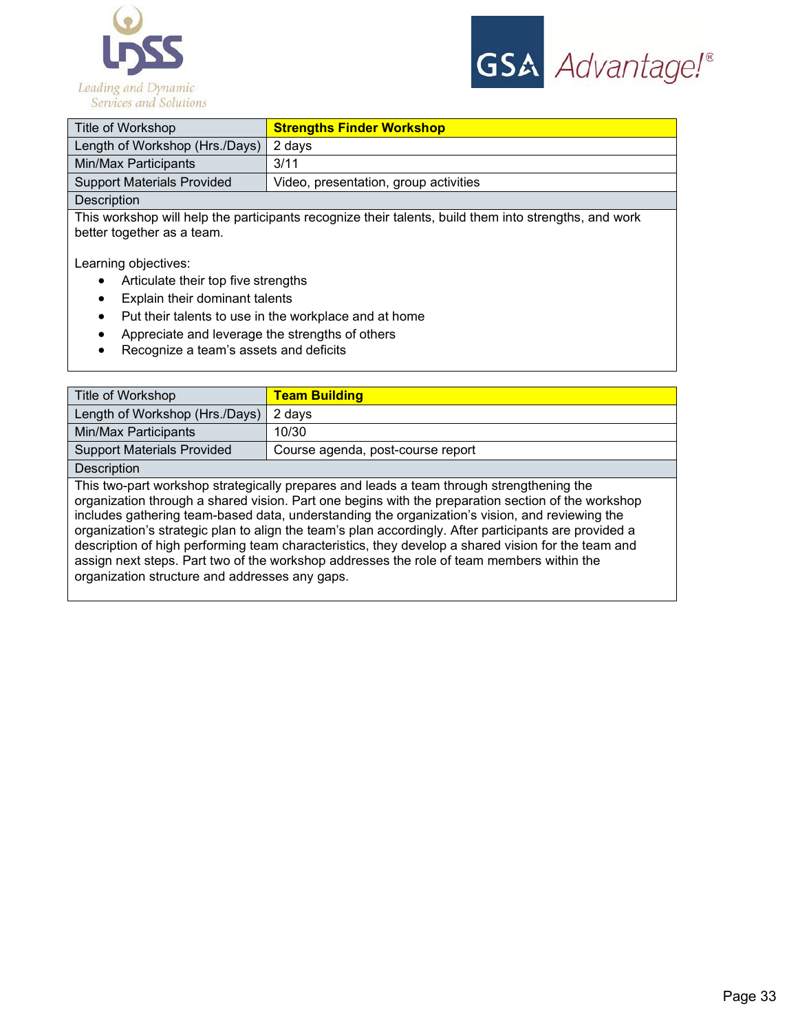| Title of Workshop | **Strengths Finder Workshop** |
|---|---|
| Length of Workshop (Hrs./Days) | 2 days |
| Min/Max Participants | 3/11 |
| Support Materials Provided | Video, presentation, group activities |

Description

This workshop will help the participants recognize their talents, build them into strengths, and work better together as a team.

Learning objectives:

- Articulate their top five strengths
- Explain their dominant talents
- Put their talents to use in the workplace and at home
- Appreciate and leverage the strengths of others
- Recognize a team's assets and deficits

| Title of Workshop | **Team Building** |
|---|---|
| Length of Workshop (Hrs./Days) | 2 days |
| Min/Max Participants | 10/30 |
| Support Materials Provided | Course agenda, post-course report |

Description

This two-part workshop strategically prepares and leads a team through strengthening the organization through a shared vision. Part one begins with the preparation section of the workshop includes gathering team-based data, understanding the organization's vision, and reviewing the organization's strategic plan to align the team's plan accordingly. After participants are provided a description of high performing team characteristics, they develop a shared vision for the team and assign next steps. Part two of the workshop addresses the role of team members within the organization structure and addresses any gaps.